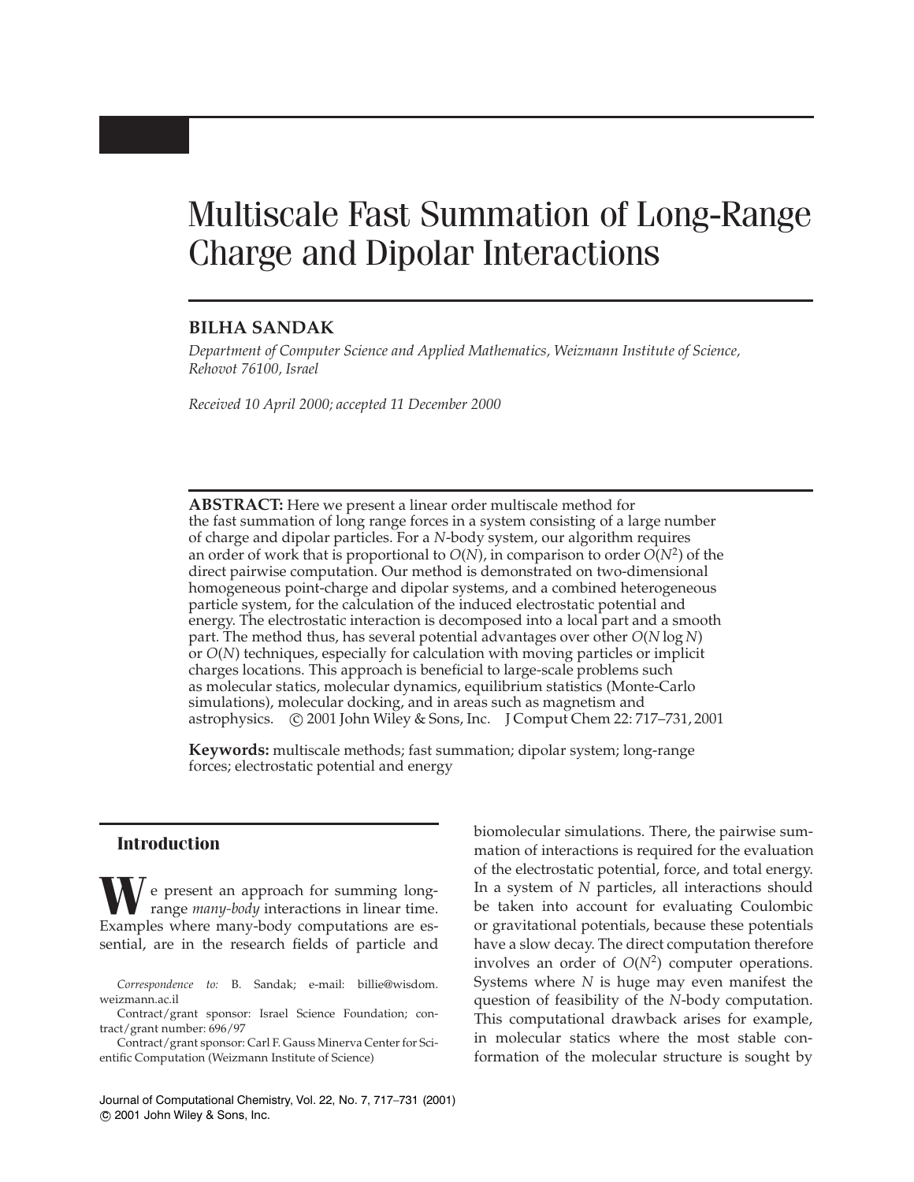# Multiscale Fast Summation of Long-Range Charge and Dipolar Interactions

**BILHA SANDAK**

*Department of Computer Science and Applied Mathematics, Weizmann Institute of Science, Rehovot 76100, Israel*

*Received 10 April 2000; accepted 11 December 2000*

**ABSTRACT:** Here we present a linear order multiscale method for the fast summation of long range forces in a system consisting of a large number of charge and dipolar particles. For a $N$-body system, our algorithm requires an order of work that is proportional to $O(N)$, in comparison to order $O(N^2)$ of the direct pairwise computation. Our method is demonstrated on two-dimensional homogeneous point-charge and dipolar systems, and a combined heterogeneous particle system, for the calculation of the induced electrostatic potential and energy. The electrostatic interaction is decomposed into a local part and a smooth part. The method thus, has several potential advantages over other $O(N \log N)$ or $O(N)$ techniques, especially for calculation with moving particles or implicit charges locations. This approach is beneficial to large-scale problems such as molecular statics, molecular dynamics, equilibrium statistics (Monte-Carlo simulations), molecular docking, and in areas such as magnetism and astrophysics. © 2001 John Wiley & Sons, Inc. J Comput Chem 22: 717–731, 2001

**Keywords:** multiscale methods; fast summation; dipolar system; long-range forces; electrostatic potential and energy

## Introduction

We present an approach for summing long-range *many-body* interactions in linear time. Examples where many-body computations are essential, are in the research fields of particle and biomolecular simulations. There, the pairwise summation of interactions is required for the evaluation of the electrostatic potential, force, and total energy. In a system of $N$ particles, all interactions should be taken into account for evaluating Coulombic or gravitational potentials, because these potentials have a slow decay. The direct computation therefore involves an order of $O(N^2)$ computer operations. Systems where $N$ is huge may even manifest the question of feasibility of the $N$-body computation. This computational drawback arises for example, in molecular statics where the most stable conformation of the molecular structure is sought by

*Correspondence to:* B. Sandak; e-mail: billie@wisdom.weizmann.ac.il

Contract/grant sponsor: Israel Science Foundation; contract/grant number: 696/97

Contract/grant sponsor: Carl F. Gauss Minerva Center for Scientific Computation (Weizmann Institute of Science)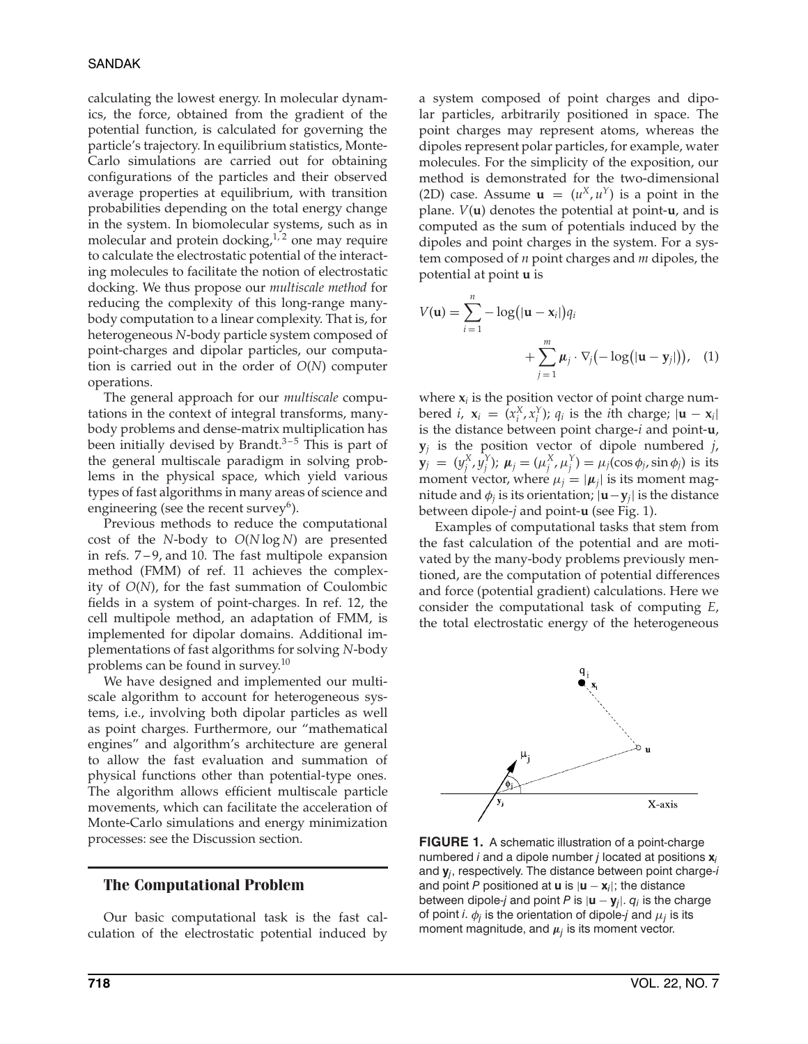calculating the lowest energy. In molecular dynamics, the force, obtained from the gradient of the potential function, is calculated for governing the particle's trajectory. In equilibrium statistics, Monte-Carlo simulations are carried out for obtaining configurations of the particles and their observed average properties at equilibrium, with transition probabilities depending on the total energy change in the system. In biomolecular systems, such as in molecular and protein docking,[1,2] one may require to calculate the electrostatic potential of the interacting molecules to facilitate the notion of electrostatic docking. We thus propose our *multiscale method* for reducing the complexity of this long-range many-body computation to a linear complexity. That is, for heterogeneous $N$-body particle system composed of point-charges and dipolar particles, our computation is carried out in the order of $O(N)$ computer operations.

The general approach for our *multiscale* computations in the context of integral transforms, many-body problems and dense-matrix multiplication has been initially devised by Brandt.[3–5] This is part of the general multiscale paradigm in solving problems in the physical space, which yield various types of fast algorithms in many areas of science and engineering (see the recent survey[6]).

Previous methods to reduce the computational cost of the $N$-body to $O(N \log N)$ are presented in refs. 7–9, and 10. The fast multipole expansion method (FMM) of ref. 11 achieves the complexity of $O(N)$, for the fast summation of Coulombic fields in a system of point-charges. In ref. 12, the cell multipole method, an adaptation of FMM, is implemented for dipolar domains. Additional implementations of fast algorithms for solving $N$-body problems can be found in survey.[10]

We have designed and implemented our multiscale algorithm to account for heterogeneous systems, i.e., involving both dipolar particles as well as point charges. Furthermore, our "mathematical engines" and algorithm's architecture are general to allow the fast evaluation and summation of physical functions other than potential-type ones. The algorithm allows efficient multiscale particle movements, which can facilitate the acceleration of Monte-Carlo simulations and energy minimization processes: see the Discussion section.

## The Computational Problem

Our basic computational task is the fast calculation of the electrostatic potential induced by a system composed of point charges and dipolar particles, arbitrarily positioned in space. The point charges may represent atoms, whereas the dipoles represent polar particles, for example, water molecules. For the simplicity of the exposition, our method is demonstrated for the two-dimensional (2D) case. Assume $\mathbf{u} = (u^X, u^Y)$ is a point in the plane. $V(\mathbf{u})$ denotes the potential at point-$\mathbf{u}$, and is computed as the sum of potentials induced by the dipoles and point charges in the system. For a system composed of $n$ point charges and $m$ dipoles, the potential at point $\mathbf{u}$ is

$$V(\mathbf{u}) = \sum_{i=1}^{n} -\log(|\mathbf{u} - \mathbf{x}_i|)q_i + \sum_{j=1}^{m} \boldsymbol{\mu}_j \cdot \nabla_j(-\log(|\mathbf{u} - \mathbf{y}_j|)), \quad (1)$$

where $\mathbf{x}_i$ is the position vector of point charge numbered $i$, $\mathbf{x}_i = (x_i^X, x_i^Y)$; $q_i$ is the $i$th charge; $|\mathbf{u} - \mathbf{x}_i|$ is the distance between point charge-$i$ and point-$\mathbf{u}$, $\mathbf{y}_j$ is the position vector of dipole numbered $j$, $\mathbf{y}_j = (y_j^X, y_j^Y)$; $\boldsymbol{\mu}_j = (\mu_j^X, \mu_j^Y) = \mu_j(\cos\phi_j, \sin\phi_j)$ is its moment vector, where $\mu_j = |\boldsymbol{\mu}_j|$ is its moment magnitude and $\phi_j$ is its orientation; $|\mathbf{u} - \mathbf{y}_j|$ is the distance between dipole-$j$ and point-$\mathbf{u}$ (see Fig. 1).

Examples of computational tasks that stem from the fast calculation of the potential and are motivated by the many-body problems previously mentioned, are the computation of potential differences and force (potential gradient) calculations. Here we consider the computational task of computing $E$, the total electrostatic energy of the heterogeneous

**FIGURE 1.** A schematic illustration of a point-charge numbered $i$ and a dipole number $j$ located at positions $\mathbf{x}_i$ and $\mathbf{y}_j$, respectively. The distance between point charge-$i$ and point $P$ positioned at $\mathbf{u}$ is $|\mathbf{u} - \mathbf{x}_i|$; the distance between dipole-$j$ and point $P$ is $|\mathbf{u} - \mathbf{y}_j|$. $q_i$ is the charge of point $i$. $\phi_j$ is the orientation of dipole-$j$ and $\mu_j$ is its moment magnitude, and $\boldsymbol{\mu}_j$ is its moment vector.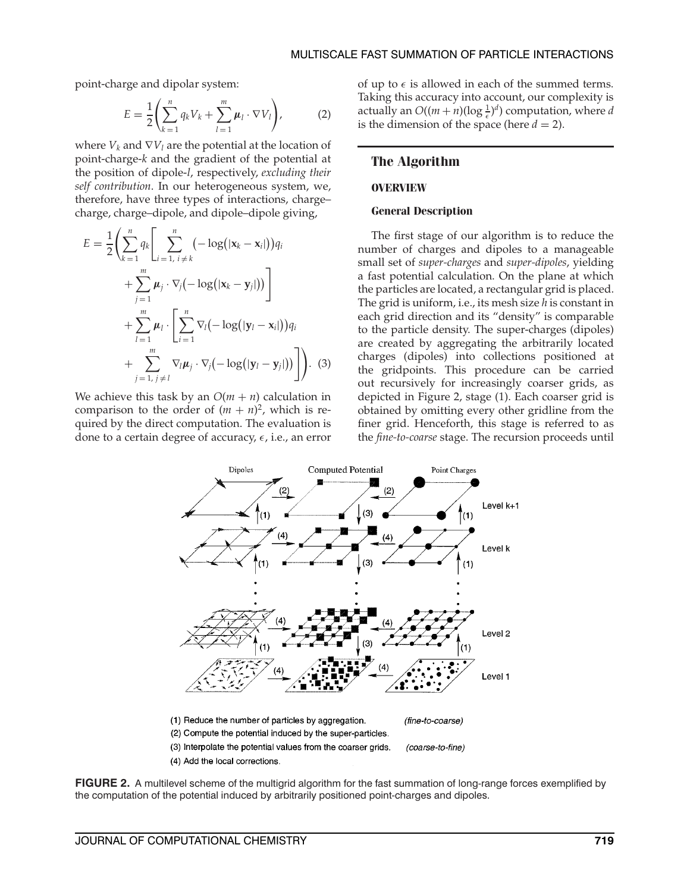point-charge and dipolar system:

$$E = \frac{1}{2}\left(\sum_{k=1}^{n} q_k V_k + \sum_{l=1}^{m} \boldsymbol{\mu}_l \cdot \nabla V_l\right), \tag{2}$$

where $V_k$ and $\nabla V_l$ are the potential at the location of point-charge-$k$ and the gradient of the potential at the position of dipole-$l$, respectively, *excluding their self contribution*. In our heterogeneous system, we, therefore, have three types of interactions, charge–charge, charge–dipole, and dipole–dipole giving,

$$\begin{aligned}
E = \frac{1}{2}\Bigg(&\sum_{k=1}^{n} q_k \Bigg[\sum_{i=1,\, i\neq k}^{n} \big(-\log(|\mathbf{x}_k - \mathbf{x}_i|)\big) q_i \\
&+ \sum_{j=1}^{m} \boldsymbol{\mu}_j \cdot \nabla_j\big(-\log(|\mathbf{x}_k - \mathbf{y}_j|)\big)\Bigg] \\
&+ \sum_{l=1}^{m} \boldsymbol{\mu}_l \cdot \Bigg[\sum_{i=1}^{n} \nabla_l\big(-\log(|\mathbf{y}_l - \mathbf{x}_i|)\big) q_i \\
&+ \sum_{j=1,\, j\neq l}^{m} \nabla_l \boldsymbol{\mu}_j \cdot \nabla_j\big(-\log(|\mathbf{y}_l - \mathbf{y}_j|)\big)\Bigg]\Bigg).
\end{aligned} \tag{3}$$

We achieve this task by an $O(m+n)$ calculation in comparison to the order of $(m+n)^2$, which is required by the direct computation. The evaluation is done to a certain degree of accuracy, $\epsilon$, i.e., an error of up to $\epsilon$ is allowed in each of the summed terms. Taking this accuracy into account, our complexity is actually an $O((m+n)(\log \frac{1}{\epsilon})^d)$ computation, where $d$ is the dimension of the space (here $d = 2$).

## The Algorithm

### OVERVIEW

#### General Description

The first stage of our algorithm is to reduce the number of charges and dipoles to a manageable small set of *super-charges* and *super-dipoles*, yielding a fast potential calculation. On the plane at which the particles are located, a rectangular grid is placed. The grid is uniform, i.e., its mesh size $h$ is constant in each grid direction and its "density" is comparable to the particle density. The super-charges (dipoles) are created by aggregating the arbitrarily located charges (dipoles) into collections positioned at the gridpoints. This procedure can be carried out recursively for increasingly coarser grids, as depicted in Figure 2, stage (1). Each coarser grid is obtained by omitting every other gridline from the finer grid. Henceforth, this stage is referred to as the *fine-to-coarse* stage. The recursion proceeds until

Dipoles

Computed Potential

Point Charges

Level k+1

Level k

Level 2

Level 1

(1) Reduce the number of particles by aggregation. (fine-to-coarse)

(2) Compute the potential induced by the super-particles.

(3) Interpolate the potential values from the coarser grids. (coarse-to-fine)

(4) Add the local corrections.

**FIGURE 2.** A multilevel scheme of the multigrid algorithm for the fast summation of long-range forces exemplified by the computation of the potential induced by arbitrarily positioned point-charges and dipoles.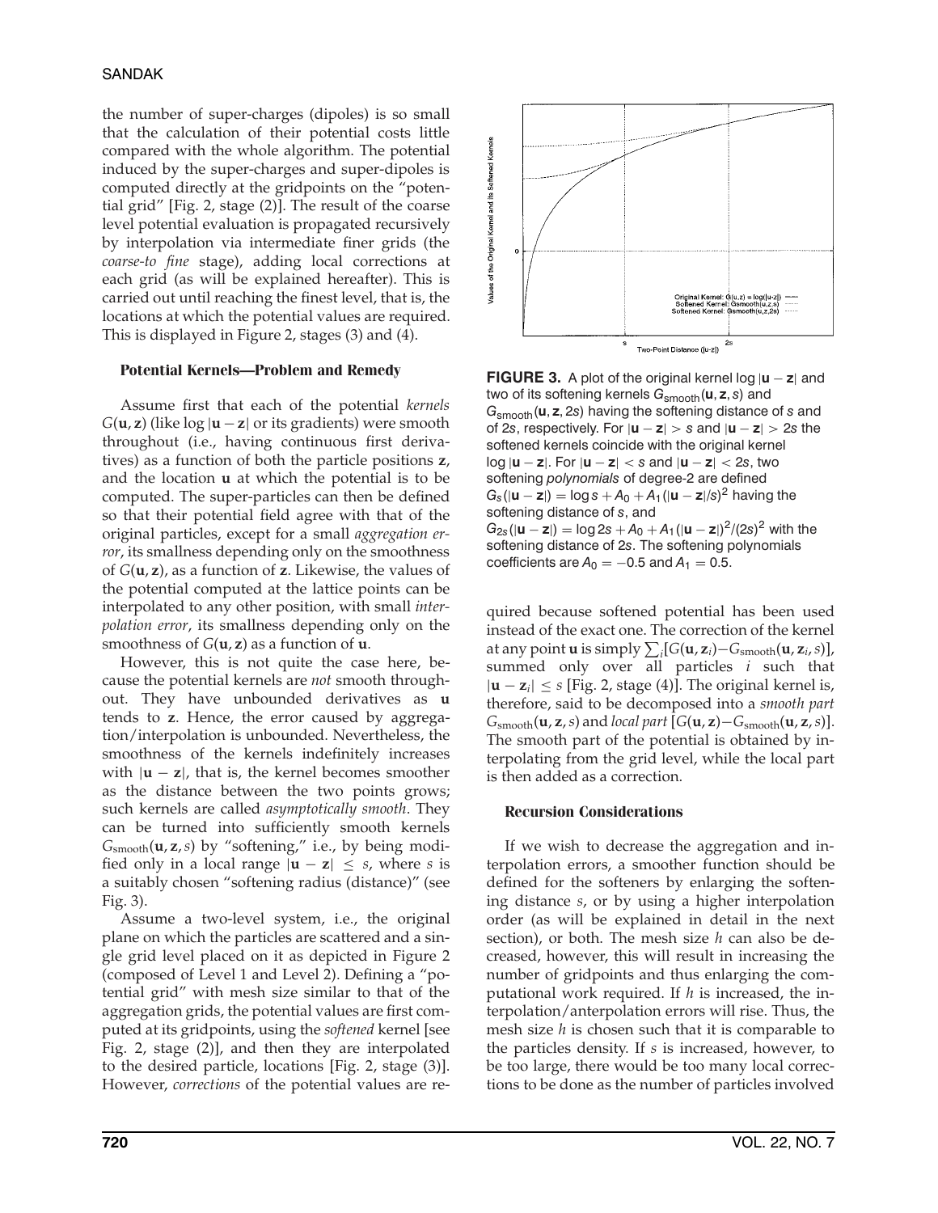the number of super-charges (dipoles) is so small that the calculation of their potential costs little compared with the whole algorithm. The potential induced by the super-charges and super-dipoles is computed directly at the gridpoints on the "potential grid" [Fig. 2, stage (2)]. The result of the coarse level potential evaluation is propagated recursively by interpolation via intermediate finer grids (the *coarse-to fine* stage), adding local corrections at each grid (as will be explained hereafter). This is carried out until reaching the finest level, that is, the locations at which the potential values are required. This is displayed in Figure 2, stages (3) and (4).

### Potential Kernels—Problem and Remedy

Assume first that each of the potential *kernels* $G(\mathbf{u}, \mathbf{z})$ (like $\log|\mathbf{u} - \mathbf{z}|$ or its gradients) were smooth throughout (i.e., having continuous first derivatives) as a function of both the particle positions $\mathbf{z}$, and the location $\mathbf{u}$ at which the potential is to be computed. The super-particles can then be defined so that their potential field agree with that of the original particles, except for a small *aggregation error*, its smallness depending only on the smoothness of $G(\mathbf{u}, \mathbf{z})$, as a function of $\mathbf{z}$. Likewise, the values of the potential computed at the lattice points can be interpolated to any other position, with small *interpolation error*, its smallness depending only on the smoothness of $G(\mathbf{u}, \mathbf{z})$ as a function of $\mathbf{u}$.

However, this is not quite the case here, because the potential kernels are *not* smooth throughout. They have unbounded derivatives as $\mathbf{u}$ tends to $\mathbf{z}$. Hence, the error caused by aggregation/interpolation is unbounded. Nevertheless, the smoothness of the kernels indefinitely increases with $|\mathbf{u} - \mathbf{z}|$, that is, the kernel becomes smoother as the distance between the two points grows; such kernels are called *asymptotically smooth*. They can be turned into sufficiently smooth kernels $G_{\text{smooth}}(\mathbf{u}, \mathbf{z}, s)$ by "softening," i.e., by being modified only in a local range $|\mathbf{u} - \mathbf{z}| \leq s$, where $s$ is a suitably chosen "softening radius (distance)" (see Fig. 3).

Assume a two-level system, i.e., the original plane on which the particles are scattered and a single grid level placed on it as depicted in Figure 2 (composed of Level 1 and Level 2). Defining a "potential grid" with mesh size similar to that of the aggregation grids, the potential values are first computed at its gridpoints, using the *softened* kernel [see Fig. 2, stage (2)], and then they are interpolated to the desired particle, locations [Fig. 2, stage (3)]. However, *corrections* of the potential values are required because softened potential has been used instead of the exact one. The correction of the kernel at any point $\mathbf{u}$ is simply $\sum_i [G(\mathbf{u}, \mathbf{z}_i) - G_{\text{smooth}}(\mathbf{u}, \mathbf{z}_i, s)]$, summed only over all particles $i$ such that $|\mathbf{u} - \mathbf{z}_i| \leq s$ [Fig. 2, stage (4)]. The original kernel is, therefore, said to be decomposed into a *smooth part* $G_{\text{smooth}}(\mathbf{u}, \mathbf{z}, s)$ and *local part* $[G(\mathbf{u}, \mathbf{z}) - G_{\text{smooth}}(\mathbf{u}, \mathbf{z}, s)]$. The smooth part of the potential is obtained by interpolating from the grid level, while the local part is then added as a correction.

**FIGURE 3.** A plot of the original kernel $\log|\mathbf{u} - \mathbf{z}|$ and two of its softening kernels $G_{\text{smooth}}(\mathbf{u}, \mathbf{z}, s)$ and $G_{\text{smooth}}(\mathbf{u}, \mathbf{z}, 2s)$ having the softening distance of $s$ and of $2s$, respectively. For $|\mathbf{u} - \mathbf{z}| > s$ and $|\mathbf{u} - \mathbf{z}| > 2s$ the softened kernels coincide with the original kernel $\log|\mathbf{u} - \mathbf{z}|$. For $|\mathbf{u} - \mathbf{z}| < s$ and $|\mathbf{u} - \mathbf{z}| < 2s$, two softening *polynomials* of degree-2 are defined $G_s(|\mathbf{u} - \mathbf{z}|) = \log s + A_0 + A_1(|\mathbf{u} - \mathbf{z}|/s)^2$ having the softening distance of $s$, and $G_{2s}(|\mathbf{u} - \mathbf{z}|) = \log 2s + A_0 + A_1(|\mathbf{u} - \mathbf{z}|)^2/(2s)^2$ with the softening distance of $2s$. The softening polynomials coefficients are $A_0 = -0.5$ and $A_1 = 0.5$.

### Recursion Considerations

If we wish to decrease the aggregation and interpolation errors, a smoother function should be defined for the softeners by enlarging the softening distance $s$, or by using a higher interpolation order (as will be explained in detail in the next section), or both. The mesh size $h$ can also be decreased, however, this will result in increasing the number of gridpoints and thus enlarging the computational work required. If $h$ is increased, the interpolation/anterpolation errors will rise. Thus, the mesh size $h$ is chosen such that it is comparable to the particles density. If $s$ is increased, however, to be too large, there would be too many local corrections to be done as the number of particles involved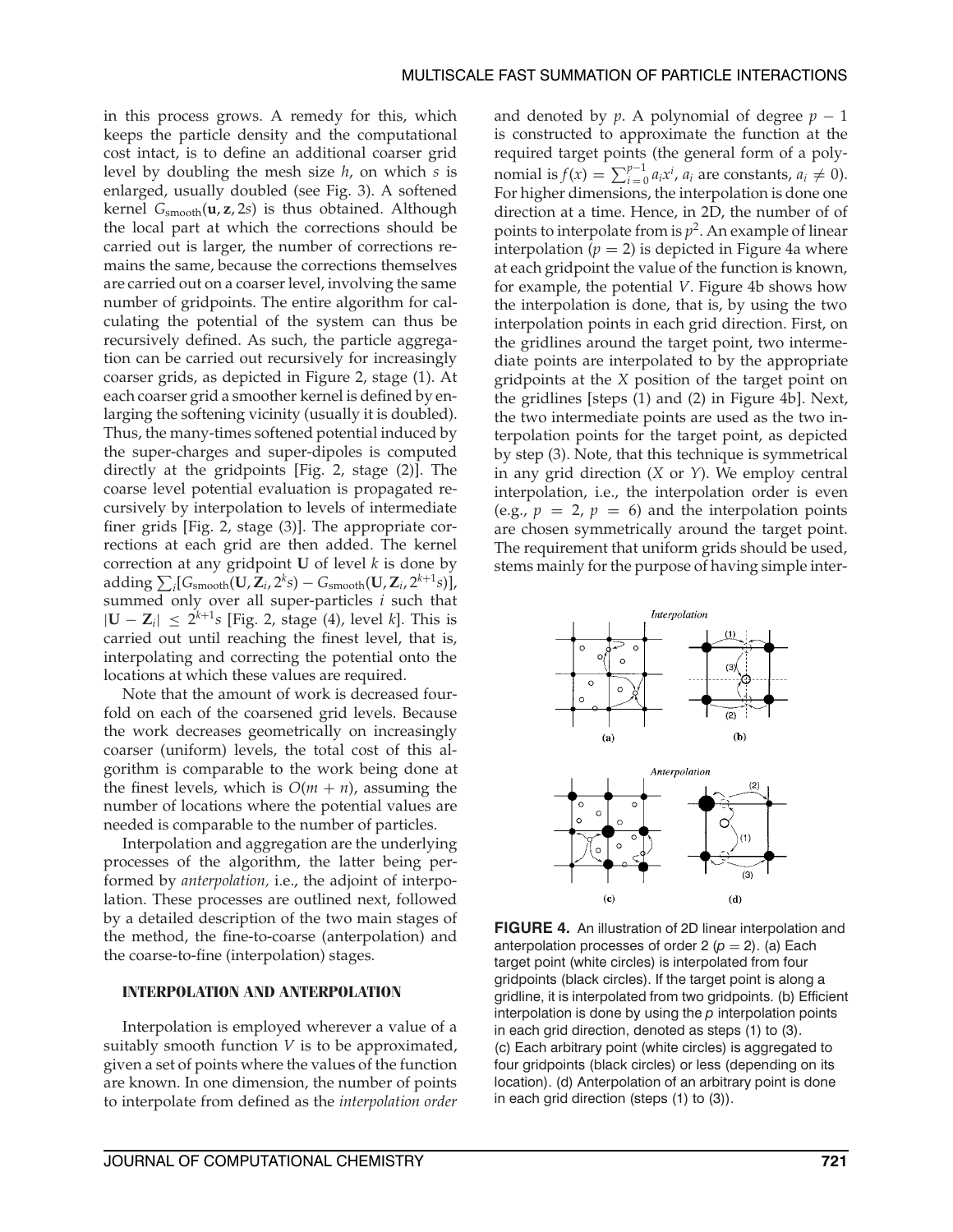in this process grows. A remedy for this, which keeps the particle density and the computational cost intact, is to define an additional coarser grid level by doubling the mesh size $h$, on which $s$ is enlarged, usually doubled (see Fig. 3). A softened kernel $G_{\text{smooth}}(\mathbf{u}, \mathbf{z}, 2s)$ is thus obtained. Although the local part at which the corrections should be carried out is larger, the number of corrections remains the same, because the corrections themselves are carried out on a coarser level, involving the same number of gridpoints. The entire algorithm for calculating the potential of the system can thus be recursively defined. As such, the particle aggregation can be carried out recursively for increasingly coarser grids, as depicted in Figure 2, stage (1). At each coarser grid a smoother kernel is defined by enlarging the softening vicinity (usually it is doubled). Thus, the many-times softened potential induced by the super-charges and super-dipoles is computed directly at the gridpoints [Fig. 2, stage (2)]. The coarse level potential evaluation is propagated recursively by interpolation to levels of intermediate finer grids [Fig. 2, stage (3)]. The appropriate corrections at each grid are then added. The kernel correction at any gridpoint $\mathbf{U}$ of level $k$ is done by adding $\sum_i [G_{\text{smooth}}(\mathbf{U}, \mathbf{Z}_i, 2^k s) - G_{\text{smooth}}(\mathbf{U}, \mathbf{Z}_i, 2^{k+1} s)]$, summed only over all super-particles $i$ such that $|\mathbf{U} - \mathbf{Z}_i| \leq 2^{k+1}s$ [Fig. 2, stage (4), level $k$]. This is carried out until reaching the finest level, that is, interpolating and correcting the potential onto the locations at which these values are required.

Note that the amount of work is decreased fourfold on each of the coarsened grid levels. Because the work decreases geometrically on increasingly coarser (uniform) levels, the total cost of this algorithm is comparable to the work being done at the finest levels, which is $O(m + n)$, assuming the number of locations where the potential values are needed is comparable to the number of particles.

Interpolation and aggregation are the underlying processes of the algorithm, the latter being performed by *anterpolation*, i.e., the adjoint of interpolation. These processes are outlined next, followed by a detailed description of the two main stages of the method, the fine-to-coarse (anterpolation) and the coarse-to-fine (interpolation) stages.

## INTERPOLATION AND ANTERPOLATION

Interpolation is employed wherever a value of a suitably smooth function $V$ is to be approximated, given a set of points where the values of the function are known. In one dimension, the number of points to interpolate from defined as the *interpolation order* and denoted by $p$. A polynomial of degree $p - 1$ is constructed to approximate the function at the required target points (the general form of a polynomial is $f(x) = \sum_{i=0}^{p-1} a_i x^i$, $a_i$ are constants, $a_i \neq 0$). For higher dimensions, the interpolation is done one direction at a time. Hence, in 2D, the number of of points to interpolate from is $p^2$. An example of linear interpolation ($p = 2$) is depicted in Figure 4a where at each gridpoint the value of the function is known, for example, the potential $V$. Figure 4b shows how the interpolation is done, that is, by using the two interpolation points in each grid direction. First, on the gridlines around the target point, two intermediate points are interpolated to by the appropriate gridpoints at the $X$ position of the target point on the gridlines [steps (1) and (2) in Figure 4b]. Next, the two intermediate points are used as the two interpolation points for the target point, as depicted by step (3). Note, that this technique is symmetrical in any grid direction ($X$ or $Y$). We employ central interpolation, i.e., the interpolation order is even (e.g., $p = 2$, $p = 6$) and the interpolation points are chosen symmetrically around the target point. The requirement that uniform grids should be used, stems mainly for the purpose of having simple inter-

Interpolation

(1)

(3)

(2)

(a)

(b)

Anterpolation

(2)

(1)

(3)

(c)

(d)

**FIGURE 4.** An illustration of 2D linear interpolation and anterpolation processes of order 2 ($p = 2$). (a) Each target point (white circles) is interpolated from four gridpoints (black circles). If the target point is along a gridline, it is interpolated from two gridpoints. (b) Efficient interpolation is done by using the $p$ interpolation points in each grid direction, denoted as steps (1) to (3). (c) Each arbitrary point (white circles) is aggregated to four gridpoints (black circles) or less (depending on its location). (d) Anterpolation of an arbitrary point is done in each grid direction (steps (1) to (3)).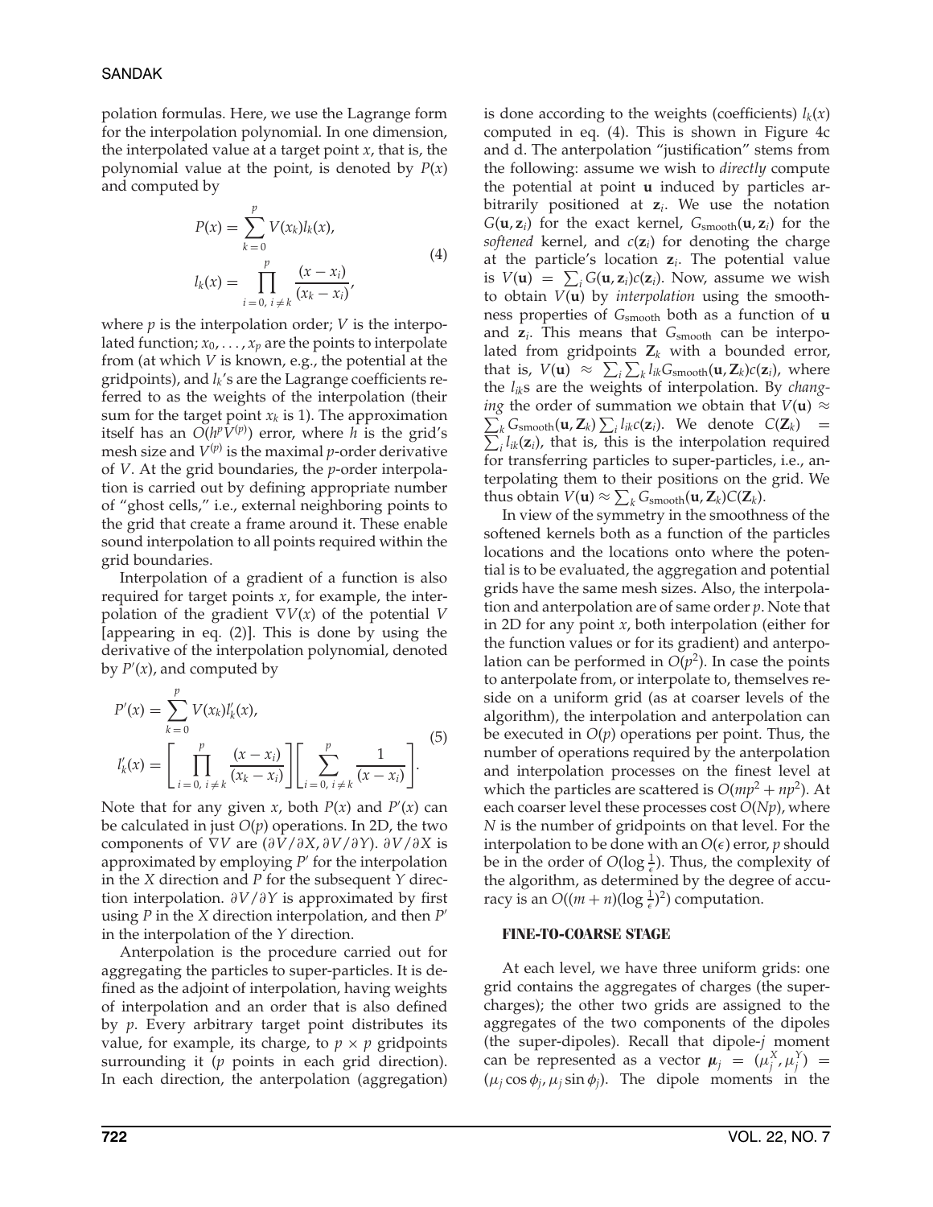polation formulas. Here, we use the Lagrange form for the interpolation polynomial. In one dimension, the interpolated value at a target point $x$, that is, the polynomial value at the point, is denoted by $P(x)$ and computed by

$$
\begin{aligned}
P(x) &= \sum_{k=0}^{p} V(x_k) l_k(x), \\
l_k(x) &= \prod_{i=0,\, i \neq k}^{p} \frac{(x - x_i)}{(x_k - x_i)},
\end{aligned}
\tag{4}
$$

where $p$ is the interpolation order; $V$ is the interpolated function; $x_0, \ldots, x_p$ are the points to interpolate from (at which $V$ is known, e.g., the potential at the gridpoints), and $l_k$'s are the Lagrange coefficients referred to as the weights of the interpolation (their sum for the target point $x_k$ is 1). The approximation itself has an $O(h^p V^{(p)})$ error, where $h$ is the grid's mesh size and $V^{(p)}$ is the maximal $p$-order derivative of $V$. At the grid boundaries, the $p$-order interpolation is carried out by defining appropriate number of "ghost cells," i.e., external neighboring points to the grid that create a frame around it. These enable sound interpolation to all points required within the grid boundaries.

Interpolation of a gradient of a function is also required for target points $x$, for example, the interpolation of the gradient $\nabla V(x)$ of the potential $V$ [appearing in eq. (2)]. This is done by using the derivative of the interpolation polynomial, denoted by $P'(x)$, and computed by

$$
\begin{aligned}
P'(x) &= \sum_{k=0}^{p} V(x_k) l'_k(x), \\
l'_k(x) &= \left[ \prod_{i=0,\, i \neq k}^{p} \frac{(x - x_i)}{(x_k - x_i)} \right] \left[ \sum_{i=0,\, i \neq k}^{p} \frac{1}{(x - x_i)} \right].
\end{aligned}
\tag{5}
$$

Note that for any given $x$, both $P(x)$ and $P'(x)$ can be calculated in just $O(p)$ operations. In 2D, the two components of $\nabla V$ are $(\partial V/\partial X, \partial V/\partial Y)$. $\partial V/\partial X$ is approximated by employing $P'$ for the interpolation in the $X$ direction and $P$ for the subsequent $Y$ direction interpolation. $\partial V/\partial Y$ is approximated by first using $P$ in the $X$ direction interpolation, and then $P'$ in the interpolation of the $Y$ direction.

Anterpolation is the procedure carried out for aggregating the particles to super-particles. It is defined as the adjoint of interpolation, having weights of interpolation and an order that is also defined by $p$. Every arbitrary target point distributes its value, for example, its charge, to $p \times p$ gridpoints surrounding it ($p$ points in each grid direction). In each direction, the anterpolation (aggregation) is done according to the weights (coefficients) $l_k(x)$ computed in eq. (4). This is shown in Figure 4c and d. The anterpolation "justification" stems from the following: assume we wish to *directly* compute the potential at point $\mathbf{u}$ induced by particles arbitrarily positioned at $\mathbf{z}_i$. We use the notation $G(\mathbf{u}, \mathbf{z}_i)$ for the exact kernel, $G_{\text{smooth}}(\mathbf{u}, \mathbf{z}_i)$ for the *softened* kernel, and $c(\mathbf{z}_i)$ for denoting the charge at the particle's location $\mathbf{z}_i$. The potential value is $V(\mathbf{u}) = \sum_i G(\mathbf{u}, \mathbf{z}_i) c(\mathbf{z}_i)$. Now, assume we wish to obtain $V(\mathbf{u})$ by *interpolation* using the smoothness properties of $G_{\text{smooth}}$ both as a function of $\mathbf{u}$ and $\mathbf{z}_i$. This means that $G_{\text{smooth}}$ can be interpolated from gridpoints $\mathbf{Z}_k$ with a bounded error, that is, $V(\mathbf{u}) \approx \sum_i \sum_k l_{ik} G_{\text{smooth}}(\mathbf{u}, \mathbf{Z}_k) c(\mathbf{z}_i)$, where the $l_{ik}$s are the weights of interpolation. By *changing* the order of summation we obtain that $V(\mathbf{u}) \approx \sum_k G_{\text{smooth}}(\mathbf{u}, \mathbf{Z}_k) \sum_i l_{ik} c(\mathbf{z}_i)$. We denote $C(\mathbf{Z}_k) = \sum_i l_{ik}(\mathbf{z}_i)$, that is, this is the interpolation required for transferring particles to super-particles, i.e., anterpolating them to their positions on the grid. We thus obtain $V(\mathbf{u}) \approx \sum_k G_{\text{smooth}}(\mathbf{u}, \mathbf{Z}_k) C(\mathbf{Z}_k)$.

In view of the symmetry in the smoothness of the softened kernels both as a function of the particles locations and the locations onto where the potential is to be evaluated, the aggregation and potential grids have the same mesh sizes. Also, the interpolation and anterpolation are of same order $p$. Note that in 2D for any point $x$, both interpolation (either for the function values or for its gradient) and anterpolation can be performed in $O(p^2)$. In case the points to anterpolate from, or interpolate to, themselves reside on a uniform grid (as at coarser levels of the algorithm), the interpolation and anterpolation can be executed in $O(p)$ operations per point. Thus, the number of operations required by the anterpolation and interpolation processes on the finest level at which the particles are scattered is $O(mp^2 + np^2)$. At each coarser level these processes cost $O(Np)$, where $N$ is the number of gridpoints on that level. For the interpolation to be done with an $O(\epsilon)$ error, $p$ should be in the order of $O(\log \frac{1}{\epsilon})$. Thus, the complexity of the algorithm, as determined by the degree of accuracy is an $O((m + n)(\log \frac{1}{\epsilon})^2)$ computation.

## FINE-TO-COARSE STAGE

At each level, we have three uniform grids: one grid contains the aggregates of charges (the super-charges); the other two grids are assigned to the aggregates of the two components of the dipoles (the super-dipoles). Recall that dipole-$j$ moment can be represented as a vector $\boldsymbol{\mu}_j = (\mu_j^X, \mu_j^Y) = (\mu_j \cos \phi_j, \mu_j \sin \phi_j)$. The dipole moments in the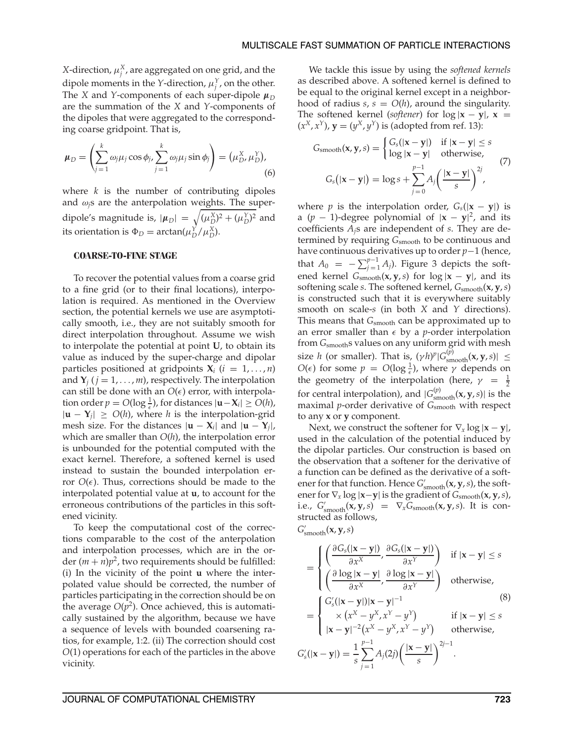$X$-direction, $\mu_j^X$, are aggregated on one grid, and the dipole moments in the $Y$-direction, $\mu_j^Y$, on the other. The $X$ and $Y$-components of each super-dipole $\boldsymbol{\mu}_D$ are the summation of the $X$ and $Y$-components of the dipoles that were aggregated to the corresponding coarse gridpoint. That is,

$$\boldsymbol{\mu}_D = \left( \sum_{j=1}^{k} \omega_j \mu_j \cos\phi_j, \sum_{j=1}^{k} \omega_j \mu_j \sin\phi_j \right) = \left(\mu_D^X, \mu_D^Y\right), \tag{6}$$

where $k$ is the number of contributing dipoles and $\omega_j$s are the anterpolation weights. The super-dipole's magnitude is, $|\boldsymbol{\mu}_D| = \sqrt{(\mu_D^X)^2 + (\mu_D^Y)^2}$ and its orientation is $\Phi_D = \arctan(\mu_D^Y/\mu_D^X)$.

## COARSE-TO-FINE STAGE

To recover the potential values from a coarse grid to a fine grid (or to their final locations), interpolation is required. As mentioned in the Overview section, the potential kernels we use are asymptotically smooth, i.e., they are not suitably smooth for direct interpolation throughout. Assume we wish to interpolate the potential at point $\mathbf{U}$, to obtain its value as induced by the super-charge and dipolar particles positioned at gridpoints $\mathbf{X}_i$ ($i = 1, \ldots, n$) and $\mathbf{Y}_j$ ($j = 1, \ldots, m$), respectively. The interpolation can still be done with an $O(\epsilon)$ error, with interpolation order $p = O(\log \frac{1}{\epsilon})$, for distances $|\mathbf{u} - \mathbf{X}_i| \geq O(h)$, $|\mathbf{u} - \mathbf{Y}_j| \geq O(h)$, where $h$ is the interpolation-grid mesh size. For the distances $|\mathbf{u} - \mathbf{X}_i|$ and $|\mathbf{u} - \mathbf{Y}_j|$, which are smaller than $O(h)$, the interpolation error is unbounded for the potential computed with the exact kernel. Therefore, a softened kernel is used instead to sustain the bounded interpolation error $O(\epsilon)$. Thus, corrections should be made to the interpolated potential value at $\mathbf{u}$, to account for the erroneous contributions of the particles in this softened vicinity.

To keep the computational cost of the corrections comparable to the cost of the anterpolation and interpolation processes, which are in the order $(m + n)p^2$, two requirements should be fulfilled: (i) In the vicinity of the point $\mathbf{u}$ where the interpolated value should be corrected, the number of particles participating in the correction should be on the average $O(p^2)$. Once achieved, this is automatically sustained by the algorithm, because we have a sequence of levels with bounded coarsening ratios, for example, 1:2. (ii) The correction should cost $O(1)$ operations for each of the particles in the above vicinity.

We tackle this issue by using the *softened kernels* as described above. A softened kernel is defined to be equal to the original kernel except in a neighborhood of radius $s$, $s = O(h)$, around the singularity. The softened kernel (*softener*) for $\log|\mathbf{x} - \mathbf{y}|$, $\mathbf{x} = (x^X, x^Y)$, $\mathbf{y} = (y^X, y^Y)$ is (adopted from ref. 13):

$$G_{\text{smooth}}(\mathbf{x}, \mathbf{y}, s) = \begin{cases} G_s(|\mathbf{x} - \mathbf{y}|) & \text{if } |\mathbf{x} - \mathbf{y}| \leq s \\ \log|\mathbf{x} - \mathbf{y}| & \text{otherwise,} \end{cases}$$
$$G_s\big(|\mathbf{x} - \mathbf{y}|\big) = \log s + \sum_{j=0}^{p-1} A_j \left( \frac{|\mathbf{x} - \mathbf{y}|}{s} \right)^{2j}, \tag{7}$$

where $p$ is the interpolation order, $G_s(|\mathbf{x} - \mathbf{y}|)$ is a $(p - 1)$-degree polynomial of $|\mathbf{x} - \mathbf{y}|^2$, and its coefficients $A_j$s are independent of $s$. They are determined by requiring $G_{\text{smooth}}$ to be continuous and have continuous derivatives up to order $p-1$ (hence, that $A_0 = -\sum_{j=1}^{p-1} A_j$). Figure 3 depicts the softened kernel $G_{\text{smooth}}(\mathbf{x}, \mathbf{y}, s)$ for $\log|\mathbf{x} - \mathbf{y}|$, and its softening scale $s$. The softened kernel, $G_{\text{smooth}}(\mathbf{x}, \mathbf{y}, s)$ is constructed such that it is everywhere suitably smooth on scale-$s$ (in both $X$ and $Y$ directions). This means that $G_{\text{smooth}}$ can be approximated up to an error smaller than $\epsilon$ by a $p$-order interpolation from $G_{\text{smooth}}$s values on any uniform grid with mesh size $h$ (or smaller). That is, $(\gamma h)^p |G_{\text{smooth}}^{(p)}(\mathbf{x}, \mathbf{y}, s)| \leq O(\epsilon)$ for some $p = O(\log \frac{1}{\epsilon})$, where $\gamma$ depends on the geometry of the interpolation (here, $\gamma = \frac{1}{2}$ for central interpolation), and $|G_{\text{smooth}}^{(p)}(\mathbf{x}, \mathbf{y}, s)|$ is the maximal $p$-order derivative of $G_{\text{smooth}}$ with respect to any $\mathbf{x}$ or $\mathbf{y}$ component.

Next, we construct the softener for $\nabla_x \log|\mathbf{x} - \mathbf{y}|$, used in the calculation of the potential induced by the dipolar particles. Our construction is based on the observation that a softener for the derivative of a function can be defined as the derivative of a softener for that function. Hence $G'_{\text{smooth}}(\mathbf{x}, \mathbf{y}, s)$, the softener for $\nabla_x \log|\mathbf{x} - \mathbf{y}|$ is the gradient of $G_{\text{smooth}}(\mathbf{x}, \mathbf{y}, s)$, i.e., $G'_{\text{smooth}}(\mathbf{x}, \mathbf{y}, s) = \nabla_x G_{\text{smooth}}(\mathbf{x}, \mathbf{y}, s)$. It is constructed as follows,

$$G'_{\text{smooth}}(\mathbf{x}, \mathbf{y}, s)$$
$$= \begin{cases} \left( \dfrac{\partial G_s(|\mathbf{x} - \mathbf{y}|)}{\partial x^X}, \dfrac{\partial G_s(|\mathbf{x} - \mathbf{y}|)}{\partial x^Y} \right) & \text{if } |\mathbf{x} - \mathbf{y}| \leq s \\ \left( \dfrac{\partial \log|\mathbf{x} - \mathbf{y}|}{\partial x^X}, \dfrac{\partial \log|\mathbf{x} - \mathbf{y}|}{\partial x^Y} \right) & \text{otherwise,} \end{cases}$$
$$= \begin{cases} G'_s(|\mathbf{x} - \mathbf{y}|)|\mathbf{x} - \mathbf{y}|^{-1} \times \left(x^X - y^X, x^Y - y^Y\right) & \text{if } |\mathbf{x} - \mathbf{y}| \leq s \\ |\mathbf{x} - \mathbf{y}|^{-2}\left(x^X - y^X, x^Y - y^Y\right) & \text{otherwise,} \end{cases} \tag{8}$$
$$G'_s(|\mathbf{x} - \mathbf{y}|) = \frac{1}{s} \sum_{j=1}^{p-1} A_j(2j) \left( \frac{|\mathbf{x} - \mathbf{y}|}{s} \right)^{2j-1}.$$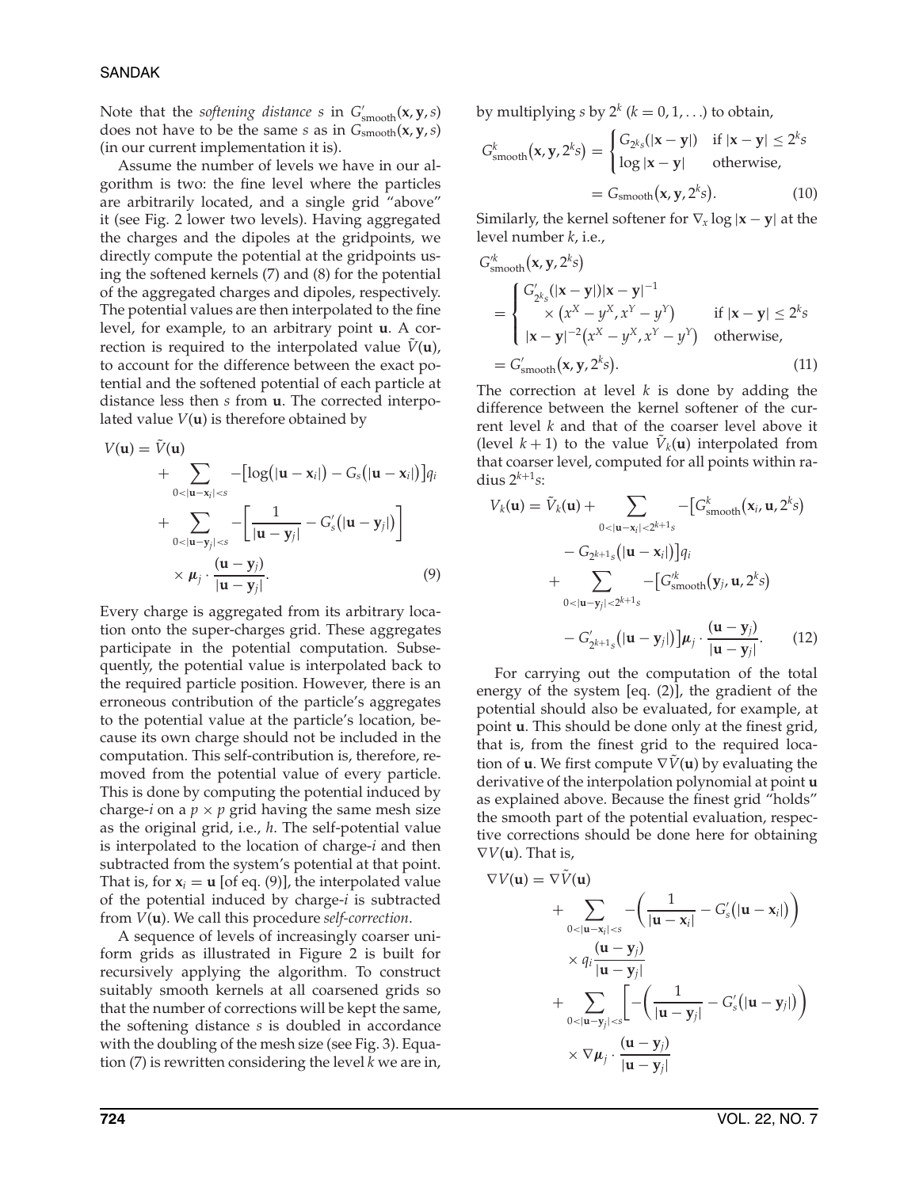Note that the *softening distance s* in $G'_{\text{smooth}}(\mathbf{x}, \mathbf{y}, s)$ does not have to be the same $s$ as in $G_{\text{smooth}}(\mathbf{x}, \mathbf{y}, s)$ (in our current implementation it is).

Assume the number of levels we have in our algorithm is two: the fine level where the particles are arbitrarily located, and a single grid "above" it (see Fig. 2 lower two levels). Having aggregated the charges and the dipoles at the gridpoints, we directly compute the potential at the gridpoints using the softened kernels (7) and (8) for the potential of the aggregated charges and dipoles, respectively. The potential values are then interpolated to the fine level, for example, to an arbitrary point $\mathbf{u}$. A correction is required to the interpolated value $\tilde{V}(\mathbf{u})$, to account for the difference between the exact potential and the softened potential of each particle at distance less then $s$ from $\mathbf{u}$. The corrected interpolated value $V(\mathbf{u})$ is therefore obtained by

$$
\begin{aligned}
V(\mathbf{u}) = \tilde{V}(\mathbf{u}) &+ \sum_{0<|\mathbf{u}-\mathbf{x}_i|<s} -\left[\log\left(|\mathbf{u}-\mathbf{x}_i|\right) - G_s\left(|\mathbf{u}-\mathbf{x}_i|\right)\right] q_i \\
&+ \sum_{0<|\mathbf{u}-\mathbf{y}_j|<s} -\left[\frac{1}{|\mathbf{u}-\mathbf{y}_j|} - G'_s\left(|\mathbf{u}-\mathbf{y}_j|\right)\right] \\
&\times \boldsymbol{\mu}_j \cdot \frac{(\mathbf{u}-\mathbf{y}_j)}{|\mathbf{u}-\mathbf{y}_j|}.
\end{aligned} \tag{9}
$$

Every charge is aggregated from its arbitrary location onto the super-charges grid. These aggregates participate in the potential computation. Subsequently, the potential value is interpolated back to the required particle position. However, there is an erroneous contribution of the particle's aggregates to the potential value at the particle's location, because its own charge should not be included in the computation. This self-contribution is, therefore, removed from the potential value of every particle. This is done by computing the potential induced by charge-$i$ on a $p \times p$ grid having the same mesh size as the original grid, i.e., $h$. The self-potential value is interpolated to the location of charge-$i$ and then subtracted from the system's potential at that point. That is, for $\mathbf{x}_i = \mathbf{u}$ [of eq. (9)], the interpolated value of the potential induced by charge-$i$ is subtracted from $V(\mathbf{u})$. We call this procedure *self-correction*.

A sequence of levels of increasingly coarser uniform grids as illustrated in Figure 2 is built for recursively applying the algorithm. To construct suitably smooth kernels at all coarsened grids so that the number of corrections will be kept the same, the softening distance $s$ is doubled in accordance with the doubling of the mesh size (see Fig. 3). Equation (7) is rewritten considering the level $k$ we are in, by multiplying $s$ by $2^k$ ($k = 0, 1, \ldots$) to obtain,

$$
\begin{aligned}
G^k_{\text{smooth}}(\mathbf{x}, \mathbf{y}, 2^k s) &= \begin{cases} G_{2^k s}(|\mathbf{x}-\mathbf{y}|) & \text{if } |\mathbf{x}-\mathbf{y}| \le 2^k s \\ \log|\mathbf{x}-\mathbf{y}| & \text{otherwise,} \end{cases} \\
&= G_{\text{smooth}}(\mathbf{x}, \mathbf{y}, 2^k s).
\end{aligned} \tag{10}
$$

Similarly, the kernel softener for $\nabla_x \log|\mathbf{x}-\mathbf{y}|$ at the level number $k$, i.e.,

$$
\begin{aligned}
&G'^k_{\text{smooth}}(\mathbf{x}, \mathbf{y}, 2^k s) \\
&= \begin{cases} G'_{2^k s}(|\mathbf{x}-\mathbf{y}|)|\mathbf{x}-\mathbf{y}|^{-1} \times \left(x^X - y^X, x^Y - y^Y\right) & \text{if } |\mathbf{x}-\mathbf{y}| \le 2^k s \\ |\mathbf{x}-\mathbf{y}|^{-2}\left(x^X - y^X, x^Y - y^Y\right) & \text{otherwise,} \end{cases} \\
&= G'_{\text{smooth}}(\mathbf{x}, \mathbf{y}, 2^k s).
\end{aligned} \tag{11}
$$

The correction at level $k$ is done by adding the difference between the kernel softener of the current level $k$ and that of the coarser level above it (level $k+1$) to the value $\tilde{V}_k(\mathbf{u})$ interpolated from that coarser level, computed for all points within radius $2^{k+1}s$:

$$
\begin{aligned}
V_k(\mathbf{u}) = \tilde{V}_k(\mathbf{u}) &+ \sum_{0<|\mathbf{u}-\mathbf{x}_i|<2^{k+1}s} -\left[G^k_{\text{smooth}}(\mathbf{x}_i, \mathbf{u}, 2^k s) - G_{2^{k+1}s}\left(|\mathbf{u}-\mathbf{x}_i|\right)\right] q_i \\
&+ \sum_{0<|\mathbf{u}-\mathbf{y}_j|<2^{k+1}s} -\left[G'^k_{\text{smooth}}(\mathbf{y}_j, \mathbf{u}, 2^k s) - G'_{2^{k+1}s}\left(|\mathbf{u}-\mathbf{y}_j|\right)\right] \boldsymbol{\mu}_j \cdot \frac{(\mathbf{u}-\mathbf{y}_j)}{|\mathbf{u}-\mathbf{y}_j|}.
\end{aligned} \tag{12}
$$

For carrying out the computation of the total energy of the system [eq. (2)], the gradient of the potential should also be evaluated, for example, at point $\mathbf{u}$. This should be done only at the finest grid, that is, from the finest grid to the required location of $\mathbf{u}$. We first compute $\nabla\tilde{V}(\mathbf{u})$ by evaluating the derivative of the interpolation polynomial at point $\mathbf{u}$ as explained above. Because the finest grid "holds" the smooth part of the potential evaluation, respective corrections should be done here for obtaining $\nabla V(\mathbf{u})$. That is,

$$
\begin{aligned}
\nabla V(\mathbf{u}) = \nabla\tilde{V}(\mathbf{u}) &+ \sum_{0<|\mathbf{u}-\mathbf{x}_i|<s} -\left(\frac{1}{|\mathbf{u}-\mathbf{x}_i|} - G'_s\left(|\mathbf{u}-\mathbf{x}_i|\right)\right) \\
&\times q_i \frac{(\mathbf{u}-\mathbf{y}_j)}{|\mathbf{u}-\mathbf{y}_j|} \\
&+ \sum_{0<|\mathbf{u}-\mathbf{y}_j|<s} \left[-\left(\frac{1}{|\mathbf{u}-\mathbf{y}_j|} - G'_s\left(|\mathbf{u}-\mathbf{y}_j|\right)\right)\right. \\
&\times \nabla\boldsymbol{\mu}_j \cdot \frac{(\mathbf{u}-\mathbf{y}_j)}{|\mathbf{u}-\mathbf{y}_j|}
\end{aligned}
$$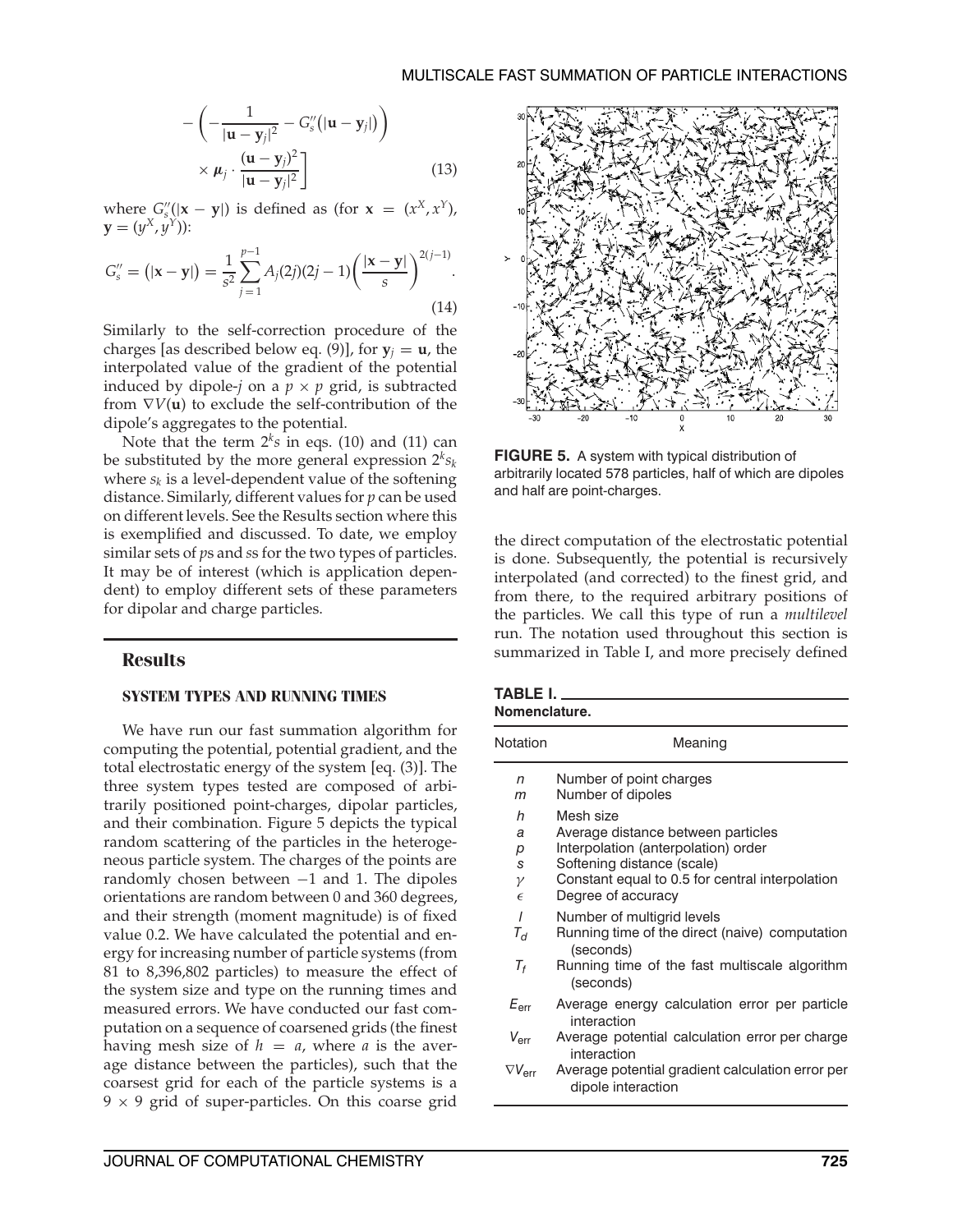$$- \left( -\frac{1}{|\mathbf{u} - \mathbf{y}_j|^2} - G_s''(|\mathbf{u} - \mathbf{y}_j|) \right) \times \boldsymbol{\mu}_j \cdot \frac{(\mathbf{u} - \mathbf{y}_j)^2}{|\mathbf{u} - \mathbf{y}_j|^2} \Bigg] \tag{13}$$

where $G_s''(|\mathbf{x} - \mathbf{y}|)$ is defined as (for $\mathbf{x} = (x^X, x^Y)$, $\mathbf{y} = (y^X, y^Y)$):

$$G_s'' = (|\mathbf{x} - \mathbf{y}|) = \frac{1}{s^2} \sum_{j=1}^{p-1} A_j (2j)(2j-1) \left( \frac{|\mathbf{x} - \mathbf{y}|}{s} \right)^{2(j-1)}. \tag{14}$$

Similarly to the self-correction procedure of the charges [as described below eq. (9)], for $\mathbf{y}_j = \mathbf{u}$, the interpolated value of the gradient of the potential induced by dipole-$j$ on a $p \times p$ grid, is subtracted from $\nabla V(\mathbf{u})$ to exclude the self-contribution of the dipole's aggregates to the potential.

Note that the term $2^k s$ in eqs. (10) and (11) can be substituted by the more general expression $2^k s_k$ where $s_k$ is a level-dependent value of the softening distance. Similarly, different values for $p$ can be used on different levels. See the Results section where this is exemplified and discussed. To date, we employ similar sets of $p$s and $s$s for the two types of particles. It may be of interest (which is application dependent) to employ different sets of these parameters for dipolar and charge particles.

## Results

### SYSTEM TYPES AND RUNNING TIMES

We have run our fast summation algorithm for computing the potential, potential gradient, and the total electrostatic energy of the system [eq. (3)]. The three system types tested are composed of arbitrarily positioned point-charges, dipolar particles, and their combination. Figure 5 depicts the typical random scattering of the particles in the heterogeneous particle system. The charges of the points are randomly chosen between −1 and 1. The dipoles orientations are random between 0 and 360 degrees, and their strength (moment magnitude) is of fixed value 0.2. We have calculated the potential and energy for increasing number of particle systems (from 81 to 8,396,802 particles) to measure the effect of the system size and type on the running times and measured errors. We have conducted our fast computation on a sequence of coarsened grids (the finest having mesh size of $h = a$, where $a$ is the average distance between the particles), such that the coarsest grid for each of the particle systems is a $9 \times 9$ grid of super-particles. On this coarse grid

**FIGURE 5.** A system with typical distribution of arbitrarily located 578 particles, half of which are dipoles and half are point-charges.

the direct computation of the electrostatic potential is done. Subsequently, the potential is recursively interpolated (and corrected) to the finest grid, and from there, to the required arbitrary positions of the particles. We call this type of run a *multilevel* run. The notation used throughout this section is summarized in Table I, and more precisely defined

**TABLE I.**
**Nomenclature.**

| Notation | Meaning |
|---|---|
| $n$ | Number of point charges |
| $m$ | Number of dipoles |
| $h$ | Mesh size |
| $a$ | Average distance between particles |
| $p$ | Interpolation (anterpolation) order |
| $s$ | Softening distance (scale) |
| $\gamma$ | Constant equal to 0.5 for central interpolation |
| $\epsilon$ | Degree of accuracy |
| $l$ | Number of multigrid levels |
| $T_d$ | Running time of the direct (naive) computation (seconds) |
| $T_f$ | Running time of the fast multiscale algorithm (seconds) |
| $E_{err}$ | Average energy calculation error per particle interaction |
| $V_{err}$ | Average potential calculation error per charge interaction |
| $\nabla V_{err}$ | Average potential gradient calculation error per dipole interaction |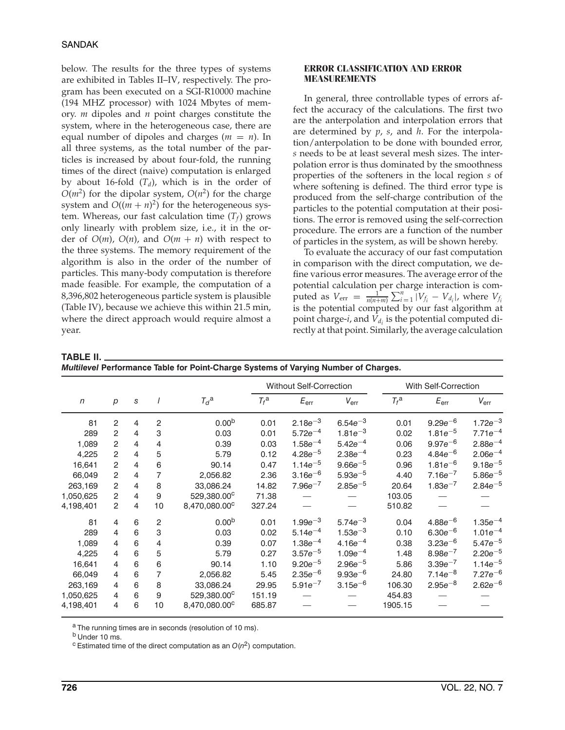below. The results for the three types of systems are exhibited in Tables II–IV, respectively. The program has been executed on a SGI-R10000 machine (194 MHZ processor) with 1024 Mbytes of memory. $m$ dipoles and $n$ point charges constitute the system, where in the heterogeneous case, there are equal number of dipoles and charges ($m = n$). In all three systems, as the total number of the particles is increased by about four-fold, the running times of the direct (naive) computation is enlarged by about 16-fold ($T_d$), which is in the order of $O(m^2)$ for the dipolar system, $O(n^2)$ for the charge system and $O((m + n)^2)$ for the heterogeneous system. Whereas, our fast calculation time ($T_f$) grows only linearly with problem size, i.e., it in the order of $O(m)$, $O(n)$, and $O(m + n)$ with respect to the three systems. The memory requirement of the algorithm is also in the order of the number of particles. This many-body computation is therefore made feasible. For example, the computation of a 8,396,802 heterogeneous particle system is plausible (Table IV), because we achieve this within 21.5 min, where the direct approach would require almost a year.

### ERROR CLASSIFICATION AND ERROR MEASUREMENTS

In general, three controllable types of errors affect the accuracy of the calculations. The first two are the anterpolation and interpolation errors that are determined by $p$, $s$, and $h$. For the interpolation/anterpolation to be done with bounded error, $s$ needs to be at least several mesh sizes. The interpolation error is thus dominated by the smoothness properties of the softeners in the local region $s$ of where softening is defined. The third error type is produced from the self-charge contribution of the particles to the potential computation at their positions. The error is removed using the self-correction procedure. The errors are a function of the number of particles in the system, as will be shown hereby.

To evaluate the accuracy of our fast computation in comparison with the direct computation, we define various error measures. The average error of the potential calculation per charge interaction is computed as $V_{\text{err}} = \frac{1}{n(n+m)} \sum_{i=1}^{n} |V_{f_i} - V_{d_i}|$, where $V_{f_i}$ is the potential computed by our fast algorithm at point charge-$i$, and $V_{d_i}$ is the potential computed directly at that point. Similarly, the average calculation

**TABLE II.**
***Multilevel* Performance Table for Point-Charge Systems of Varying Number of Charges.**

| $n$ | $p$ | $s$ | $l$ | $T_d$[a] | Without Self-Correction | | | With Self-Correction | | |
|---|---|---|---|---|---|---|---|---|---|---|
| | | | | | $T_f$[a] | $E_{\text{err}}$ | $V_{\text{err}}$ | $T_f$[a] | $E_{\text{err}}$ | $V_{\text{err}}$ |
| 81 | 2 | 4 | 2 | 0.00[b] | 0.01 | $2.18e^{-3}$ | $6.54e^{-3}$ | 0.01 | $9.29e^{-6}$ | $1.72e^{-3}$ |
| 289 | 2 | 4 | 3 | 0.03 | 0.01 | $5.72e^{-4}$ | $1.81e^{-3}$ | 0.02 | $1.81e^{-5}$ | $7.71e^{-4}$ |
| 1,089 | 2 | 4 | 4 | 0.39 | 0.03 | $1.58e^{-4}$ | $5.42e^{-4}$ | 0.06 | $9.97e^{-6}$ | $2.88e^{-4}$ |
| 4,225 | 2 | 4 | 5 | 5.79 | 0.12 | $4.28e^{-5}$ | $2.38e^{-4}$ | 0.23 | $4.84e^{-6}$ | $2.06e^{-4}$ |
| 16,641 | 2 | 4 | 6 | 90.14 | 0.47 | $1.14e^{-5}$ | $9.66e^{-5}$ | 0.96 | $1.81e^{-6}$ | $9.18e^{-5}$ |
| 66,049 | 2 | 4 | 7 | 2,056.82 | 2.36 | $3.16e^{-6}$ | $5.93e^{-5}$ | 4.40 | $7.16e^{-7}$ | $5.86e^{-5}$ |
| 263,169 | 2 | 4 | 8 | 33,086.24 | 14.82 | $7.96e^{-7}$ | $2.85e^{-5}$ | 20.64 | $1.83e^{-7}$ | $2.84e^{-5}$ |
| 1,050,625 | 2 | 4 | 9 | 529,380.00[c] | 71.38 | — | — | 103.05 | — | — |
| 4,198,401 | 2 | 4 | 10 | 8,470,080.00[c] | 327.24 | — | — | 510.82 | — | — |
| 81 | 4 | 6 | 2 | 0.00[b] | 0.01 | $1.99e^{-3}$ | $5.74e^{-3}$ | 0.04 | $4.88e^{-6}$ | $1.35e^{-4}$ |
| 289 | 4 | 6 | 3 | 0.03 | 0.02 | $5.14e^{-4}$ | $1.53e^{-3}$ | 0.10 | $6.30e^{-6}$ | $1.01e^{-4}$ |
| 1,089 | 4 | 6 | 4 | 0.39 | 0.07 | $1.38e^{-4}$ | $4.16e^{-4}$ | 0.38 | $3.23e^{-6}$ | $5.47e^{-5}$ |
| 4,225 | 4 | 6 | 5 | 5.79 | 0.27 | $3.57e^{-5}$ | $1.09e^{-4}$ | 1.48 | $8.98e^{-7}$ | $2.20e^{-5}$ |
| 16,641 | 4 | 6 | 6 | 90.14 | 1.10 | $9.20e^{-5}$ | $2.96e^{-5}$ | 5.86 | $3.39e^{-7}$ | $1.14e^{-5}$ |
| 66,049 | 4 | 6 | 7 | 2,056.82 | 5.45 | $2.35e^{-6}$ | $9.93e^{-6}$ | 24.80 | $7.14e^{-8}$ | $7.27e^{-6}$ |
| 263,169 | 4 | 6 | 8 | 33,086.24 | 29.95 | $5.91e^{-7}$ | $3.15e^{-6}$ | 106.30 | $2.95e^{-8}$ | $2.62e^{-6}$ |
| 1,050,625 | 4 | 6 | 9 | 529,380.00[c] | 151.19 | — | — | 454.83 | — | — |
| 4,198,401 | 4 | 6 | 10 | 8,470,080.00[c] | 685.87 | — | — | 1905.15 | — | — |

[a] The running times are in seconds (resolution of 10 ms).

[b] Under 10 ms.

[c] Estimated time of the direct computation as an $O(n^2)$ computation.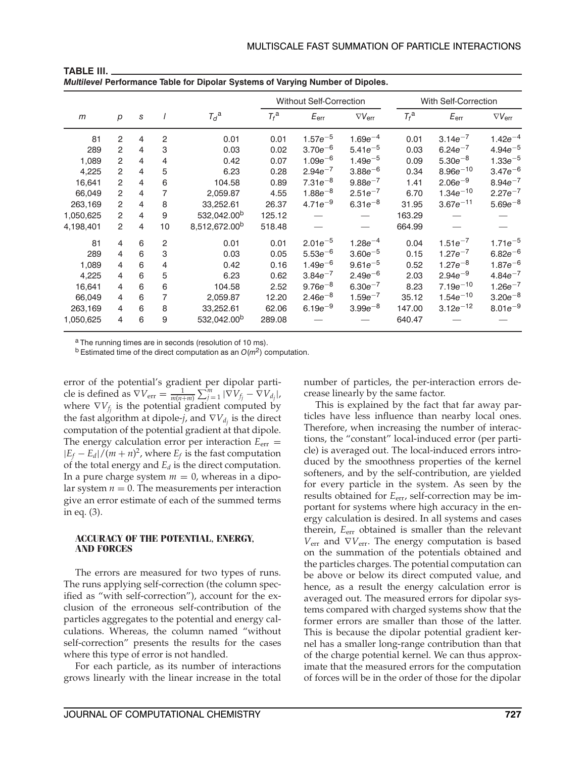**TABLE III.**
***Multilevel* Performance Table for Dipolar Systems of Varying Number of Dipoles.**

| | | | | | Without Self-Correction | | | With Self-Correction | | |
|---|---|---|---|---|---|---|---|---|---|---|
| $m$ | $p$ | $s$ | $l$ | $T_d$[a] | $T_f$[a] | $E_{err}$ | $\nabla V_{err}$ | $T_f$[a] | $E_{err}$ | $\nabla V_{err}$ |
| 81 | 2 | 4 | 2 | 0.01 | 0.01 | $1.57e^{-5}$ | $1.69e^{-4}$ | 0.01 | $3.14e^{-7}$ | $1.42e^{-4}$ |
| 289 | 2 | 4 | 3 | 0.03 | 0.02 | $3.70e^{-6}$ | $5.41e^{-5}$ | 0.03 | $6.24e^{-7}$ | $4.94e^{-5}$ |
| 1,089 | 2 | 4 | 4 | 0.42 | 0.07 | $1.09e^{-6}$ | $1.49e^{-5}$ | 0.09 | $5.30e^{-8}$ | $1.33e^{-5}$ |
| 4,225 | 2 | 4 | 5 | 6.23 | 0.28 | $2.94e^{-7}$ | $3.88e^{-6}$ | 0.34 | $8.96e^{-10}$ | $3.47e^{-6}$ |
| 16,641 | 2 | 4 | 6 | 104.58 | 0.89 | $7.31e^{-8}$ | $9.88e^{-7}$ | 1.41 | $2.06e^{-9}$ | $8.94e^{-7}$ |
| 66,049 | 2 | 4 | 7 | 2,059.87 | 4.55 | $1.88e^{-8}$ | $2.51e^{-7}$ | 6.70 | $1.34e^{-10}$ | $2.27e^{-7}$ |
| 263,169 | 2 | 4 | 8 | 33,252.61 | 26.37 | $4.71e^{-9}$ | $6.31e^{-8}$ | 31.95 | $3.67e^{-11}$ | $5.69e^{-8}$ |
| 1,050,625 | 2 | 4 | 9 | 532,042.00[b] | 125.12 | — | — | 163.29 | — | — |
| 4,198,401 | 2 | 4 | 10 | 8,512,672.00[b] | 518.48 | — | — | 664.99 | — | — |
| 81 | 4 | 6 | 2 | 0.01 | 0.01 | $2.01e^{-5}$ | $1.28e^{-4}$ | 0.04 | $1.51e^{-7}$ | $1.71e^{-5}$ |
| 289 | 4 | 6 | 3 | 0.03 | 0.05 | $5.53e^{-6}$ | $3.60e^{-5}$ | 0.15 | $1.27e^{-7}$ | $6.82e^{-6}$ |
| 1,089 | 4 | 6 | 4 | 0.42 | 0.16 | $1.49e^{-6}$ | $9.61e^{-5}$ | 0.52 | $1.27e^{-8}$ | $1.87e^{-6}$ |
| 4,225 | 4 | 6 | 5 | 6.23 | 0.62 | $3.84e^{-7}$ | $2.49e^{-6}$ | 2.03 | $2.94e^{-9}$ | $4.84e^{-7}$ |
| 16,641 | 4 | 6 | 6 | 104.58 | 2.52 | $9.76e^{-8}$ | $6.30e^{-7}$ | 8.23 | $7.19e^{-10}$ | $1.26e^{-7}$ |
| 66,049 | 4 | 6 | 7 | 2,059.87 | 12.20 | $2.46e^{-8}$ | $1.59e^{-7}$ | 35.12 | $1.54e^{-10}$ | $3.20e^{-8}$ |
| 263,169 | 4 | 6 | 8 | 33,252.61 | 62.06 | $6.19e^{-9}$ | $3.99e^{-8}$ | 147.00 | $3.12e^{-12}$ | $8.01e^{-9}$ |
| 1,050,625 | 4 | 6 | 9 | 532,042.00[b] | 289.08 | — | — | 640.47 | — | — |

[a] The running times are in seconds (resolution of 10 ms).
[b] Estimated time of the direct computation as an $O(m^2)$ computation.

error of the potential's gradient per dipolar particle is defined as $\nabla V_{err} = \frac{1}{m(n+m)} \sum_{j=1}^{m} |\nabla V_{f_j} - \nabla V_{d_j}|$, where $\nabla V_{f_j}$ is the potential gradient computed by the fast algorithm at dipole-$j$, and $\nabla V_{d_j}$ is the direct computation of the potential gradient at that dipole. The energy calculation error per interaction $E_{err} = |E_f - E_d|/(m+n)^2$, where $E_f$ is the fast computation of the total energy and $E_d$ is the direct computation. In a pure charge system $m = 0$, whereas in a dipolar system $n = 0$. The measurements per interaction give an error estimate of each of the summed terms in eq. (3).

## ACCURACY OF THE POTENTIAL, ENERGY, AND FORCES

The errors are measured for two types of runs. The runs applying self-correction (the column specified as "with self-correction"), account for the exclusion of the erroneous self-contribution of the particles aggregates to the potential and energy calculations. Whereas, the column named "without self-correction" presents the results for the cases where this type of error is not handled.

For each particle, as its number of interactions grows linearly with the linear increase in the total number of particles, the per-interaction errors decrease linearly by the same factor.

This is explained by the fact that far away particles have less influence than nearby local ones. Therefore, when increasing the number of interactions, the "constant" local-induced error (per particle) is averaged out. The local-induced errors introduced by the smoothness properties of the kernel softeners, and by the self-contribution, are yielded for every particle in the system. As seen by the results obtained for $E_{err}$, self-correction may be important for systems where high accuracy in the energy calculation is desired. In all systems and cases therein, $E_{err}$ obtained is smaller than the relevant $V_{err}$ and $\nabla V_{err}$. The energy computation is based on the summation of the potentials obtained and the particles charges. The potential computation can be above or below its direct computed value, and hence, as a result the energy calculation error is averaged out. The measured errors for dipolar systems compared with charged systems show that the former errors are smaller than those of the latter. This is because the dipolar potential gradient kernel has a smaller long-range contribution than that of the charge potential kernel. We can thus approximate that the measured errors for the computation of forces will be in the order of those for the dipolar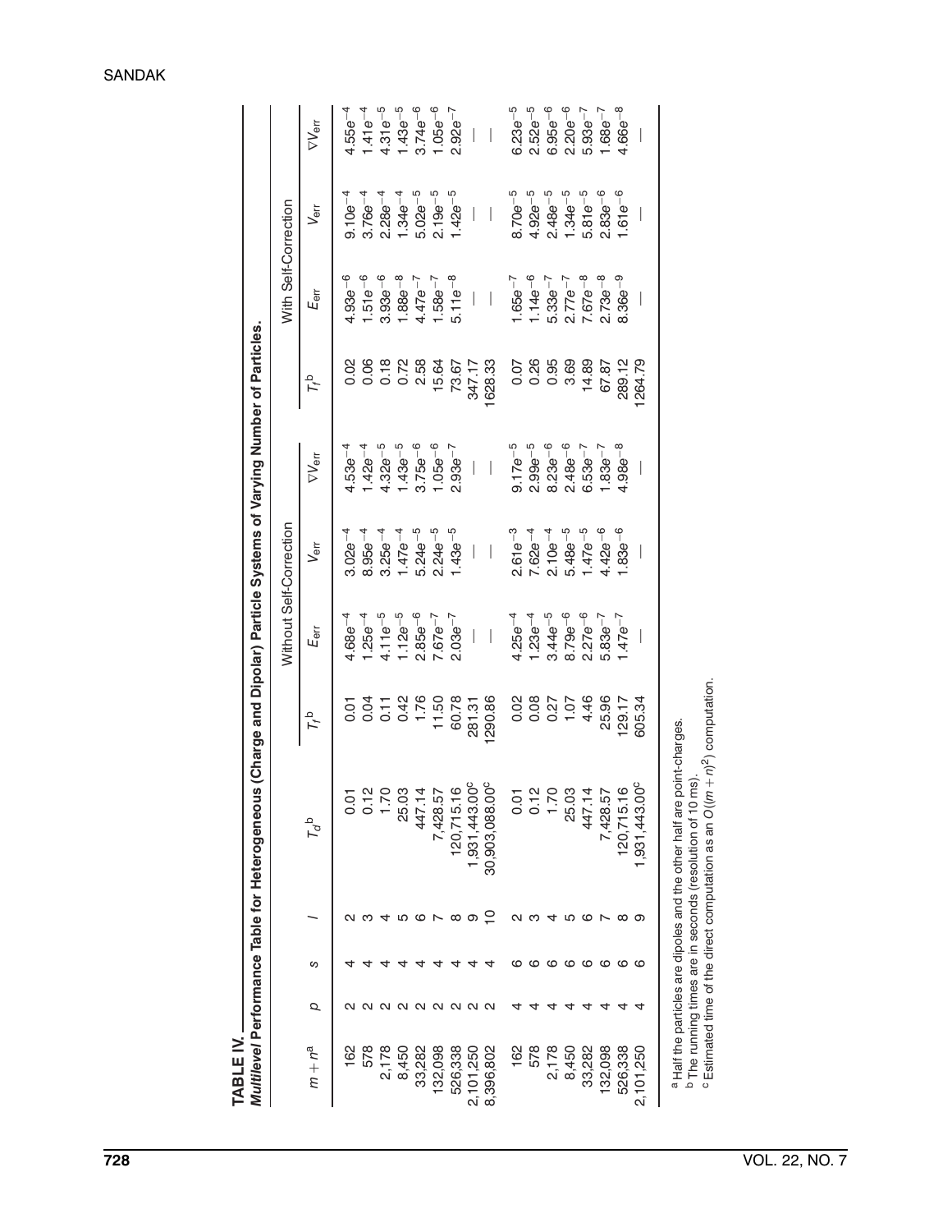**TABLE IV.**
***Multilevel* Performance Table for Heterogeneous (Charge and Dipolar) Particle Systems of Varying Number of Particles.**

| | | | | | Without Self-Correction | | | | With Self-Correction | | | |
|---|---|---|---|---|---|---|---|---|---|---|---|---|
| $m+n$[a] | $p$ | $s$ | $l$ | $T_d$[b] | $T_f$[b] | $E_{err}$ | $V_{err}$ | $\nabla V_{err}$ | $T_f$[b] | $E_{err}$ | $V_{err}$ | $\nabla V_{err}$ |
| 162 | 2 | 4 | 2 | 0.01 | 0.01 | $4.68e^{-4}$ | $3.02e^{-4}$ | $4.53e^{-4}$ | 0.02 | $4.93e^{-6}$ | $9.10e^{-4}$ | $4.55e^{-4}$ |
| 578 | 2 | 4 | 3 | 0.12 | 0.04 | $1.25e^{-4}$ | $8.95e^{-4}$ | $1.42e^{-4}$ | 0.06 | $1.51e^{-6}$ | $3.76e^{-4}$ | $1.41e^{-4}$ |
| 2,178 | 2 | 4 | 4 | 1.70 | 0.11 | $4.11e^{-5}$ | $3.25e^{-4}$ | $4.32e^{-5}$ | 0.18 | $3.93e^{-6}$ | $2.28e^{-4}$ | $4.31e^{-5}$ |
| 8,450 | 2 | 4 | 5 | 25.03 | 0.42 | $1.12e^{-5}$ | $1.47e^{-4}$ | $1.43e^{-5}$ | 0.72 | $1.88e^{-8}$ | $1.34e^{-4}$ | $1.43e^{-5}$ |
| 33,282 | 2 | 4 | 6 | 447.14 | 1.76 | $2.85e^{-6}$ | $5.24e^{-5}$ | $3.75e^{-6}$ | 2.58 | $4.47e^{-7}$ | $5.02e^{-5}$ | $3.74e^{-6}$ |
| 132,098 | 2 | 4 | 7 | 7,428.57 | 11.50 | $7.67e^{-7}$ | $2.24e^{-5}$ | $1.05e^{-6}$ | 15.64 | $1.58e^{-7}$ | $2.19e^{-5}$ | $1.05e^{-6}$ |
| 526,338 | 2 | 4 | 8 | 120,715.16 | 60.78 | $2.03e^{-7}$ | $1.43e^{-5}$ | $2.93e^{-7}$ | 73.67 | $5.11e^{-8}$ | $1.42e^{-5}$ | $2.92e^{-7}$ |
| 2,101,250 | 2 | 4 | 9 | 1,931,443.00[c] | 281.31 | — | — | — | 347.17 | — | — | — |
| 8,396,802 | 2 | 4 | 10 | 30,903,088.00[c] | 1290.86 | — | — | — | 1628.33 | — | — | — |
| 162 | 4 | 6 | 2 | 0.01 | 0.02 | $4.25e^{-4}$ | $2.61e^{-3}$ | $9.17e^{-5}$ | 0.07 | $1.65e^{-7}$ | $8.70e^{-5}$ | $6.23e^{-5}$ |
| 578 | 4 | 6 | 3 | 0.12 | 0.08 | $1.23e^{-4}$ | $7.62e^{-4}$ | $2.99e^{-5}$ | 0.26 | $1.14e^{-6}$ | $4.92e^{-5}$ | $2.52e^{-5}$ |
| 2,178 | 4 | 6 | 4 | 1.70 | 0.27 | $3.44e^{-5}$ | $2.10e^{-4}$ | $8.23e^{-6}$ | 0.95 | $5.33e^{-7}$ | $2.48e^{-5}$ | $6.95e^{-6}$ |
| 8,450 | 4 | 6 | 5 | 25.03 | 1.07 | $8.79e^{-6}$ | $5.48e^{-5}$ | $2.48e^{-6}$ | 3.69 | $2.77e^{-7}$ | $1.34e^{-5}$ | $2.20e^{-6}$ |
| 33,282 | 4 | 6 | 6 | 447.14 | 4.46 | $2.27e^{-6}$ | $1.47e^{-5}$ | $6.53e^{-7}$ | 14.89 | $7.67e^{-8}$ | $5.81e^{-5}$ | $5.93e^{-7}$ |
| 132,098 | 4 | 6 | 7 | 7,428.57 | 25.96 | $5.83e^{-7}$ | $4.42e^{-6}$ | $1.83e^{-7}$ | 67.87 | $2.73e^{-8}$ | $2.83e^{-6}$ | $1.68e^{-7}$ |
| 526,338 | 4 | 6 | 8 | 120,715.16 | 129.17 | $1.47e^{-7}$ | $1.83e^{-6}$ | $4.98e^{-8}$ | 289.12 | $8.36e^{-9}$ | $1.61e^{-6}$ | $4.66e^{-8}$ |
| 2,101,250 | 4 | 6 | 9 | 1,931,443.00[c] | 605.34 | — | — | — | 1264.79 | — | — | — |

[a] Half the particles are dipoles and the other half are point-charges.
[b] The running times are in seconds (resolution of 10 ms).
[c] Estimated time of the direct computation as an $O((m+n)^2)$ computation.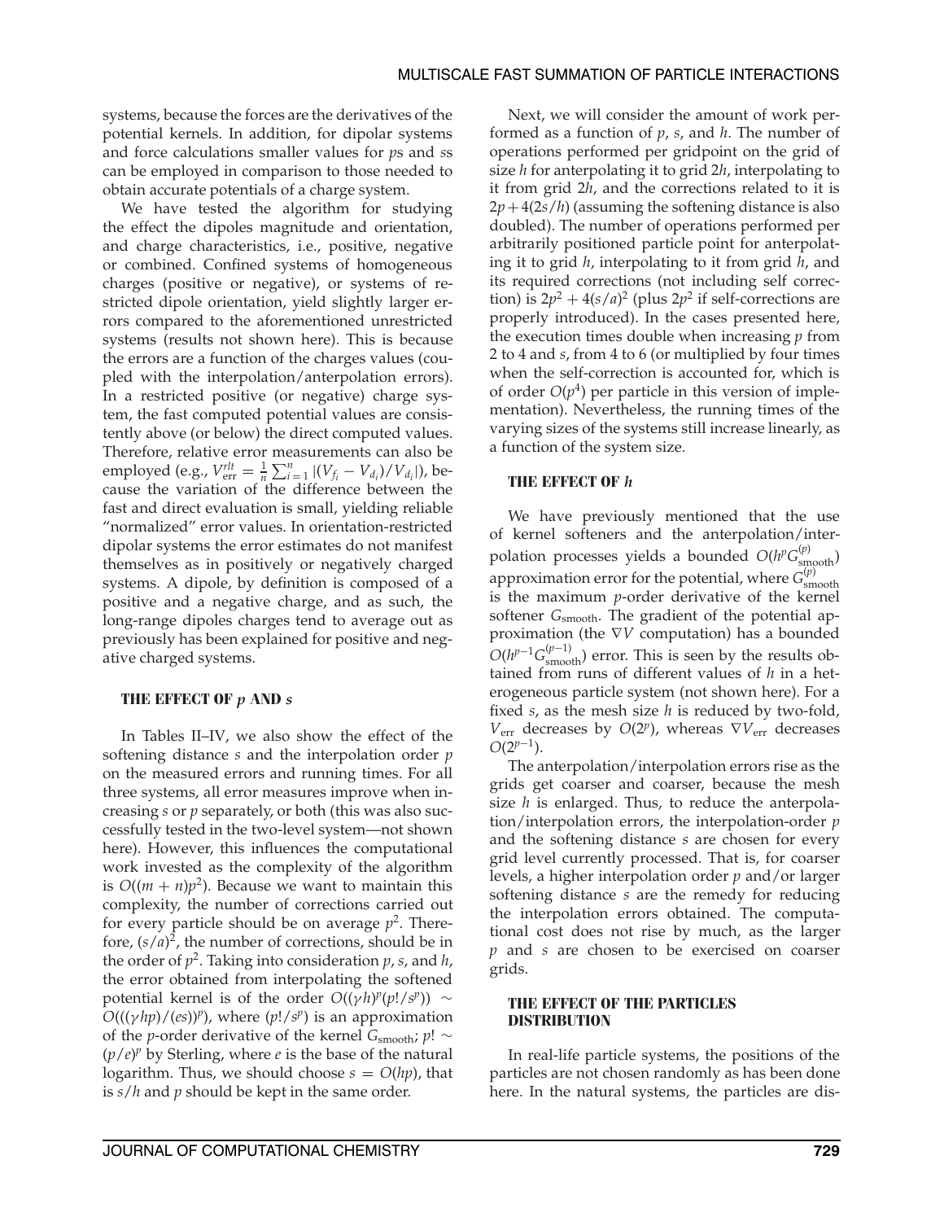systems, because the forces are the derivatives of the potential kernels. In addition, for dipolar systems and force calculations smaller values for $p$s and $s$s can be employed in comparison to those needed to obtain accurate potentials of a charge system.

We have tested the algorithm for studying the effect the dipoles magnitude and orientation, and charge characteristics, i.e., positive, negative or combined. Confined systems of homogeneous charges (positive or negative), or systems of restricted dipole orientation, yield slightly larger errors compared to the aforementioned unrestricted systems (results not shown here). This is because the errors are a function of the charges values (coupled with the interpolation/anterpolation errors). In a restricted positive (or negative) charge system, the fast computed potential values are consistently above (or below) the direct computed values. Therefore, relative error measurements can also be employed (e.g., $V_{\mathrm{err}}^{rlt} = \frac{1}{n}\sum_{i=1}^{n} |(V_{f_i} - V_{d_i})/V_{d_i}|$), because the variation of the difference between the fast and direct evaluation is small, yielding reliable "normalized" error values. In orientation-restricted dipolar systems the error estimates do not manifest themselves as in positively or negatively charged systems. A dipole, by definition is composed of a positive and a negative charge, and as such, the long-range dipoles charges tend to average out as previously has been explained for positive and negative charged systems.

## THE EFFECT OF $p$ AND $s$

In Tables II–IV, we also show the effect of the softening distance $s$ and the interpolation order $p$ on the measured errors and running times. For all three systems, all error measures improve when increasing $s$ or $p$ separately, or both (this was also successfully tested in the two-level system—not shown here). However, this influences the computational work invested as the complexity of the algorithm is $O((m+n)p^2)$. Because we want to maintain this complexity, the number of corrections carried out for every particle should be on average $p^2$. Therefore, $(s/a)^2$, the number of corrections, should be in the order of $p^2$. Taking into consideration $p$, $s$, and $h$, the error obtained from interpolating the softened potential kernel is of the order $O((\gamma h)^p(p!/s^p)) \sim O(((\gamma hp)/(es))^p)$, where $(p!/s^p)$ is an approximation of the $p$-order derivative of the kernel $G_{\mathrm{smooth}}$; $p! \sim (p/e)^p$ by Sterling, where $e$ is the base of the natural logarithm. Thus, we should choose $s = O(hp)$, that is $s/h$ and $p$ should be kept in the same order.

Next, we will consider the amount of work performed as a function of $p$, $s$, and $h$. The number of operations performed per gridpoint on the grid of size $h$ for anterpolating it to grid $2h$, interpolating to it from grid $2h$, and the corrections related to it is $2p + 4(2s/h)$ (assuming the softening distance is also doubled). The number of operations performed per arbitrarily positioned particle point for anterpolating it to grid $h$, interpolating to it from grid $h$, and its required corrections (not including self correction) is $2p^2 + 4(s/a)^2$ (plus $2p^2$ if self-corrections are properly introduced). In the cases presented here, the execution times double when increasing $p$ from 2 to 4 and $s$, from 4 to 6 (or multiplied by four times when the self-correction is accounted for, which is of order $O(p^4)$ per particle in this version of implementation). Nevertheless, the running times of the varying sizes of the systems still increase linearly, as a function of the system size.

## THE EFFECT OF $h$

We have previously mentioned that the use of kernel softeners and the anterpolation/interpolation processes yields a bounded $O(h^p G_{\mathrm{smooth}}^{(p)})$ approximation error for the potential, where $G_{\mathrm{smooth}}^{(p)}$ is the maximum $p$-order derivative of the kernel softener $G_{\mathrm{smooth}}$. The gradient of the potential approximation (the $\nabla V$ computation) has a bounded $O(h^{p-1} G_{\mathrm{smooth}}^{(p-1)})$ error. This is seen by the results obtained from runs of different values of $h$ in a heterogeneous particle system (not shown here). For a fixed $s$, as the mesh size $h$ is reduced by two-fold, $V_{\mathrm{err}}$ decreases by $O(2^p)$, whereas $\nabla V_{\mathrm{err}}$ decreases $O(2^{p-1})$.

The anterpolation/interpolation errors rise as the grids get coarser and coarser, because the mesh size $h$ is enlarged. Thus, to reduce the anterpolation/interpolation errors, the interpolation-order $p$ and the softening distance $s$ are chosen for every grid level currently processed. That is, for coarser levels, a higher interpolation order $p$ and/or larger softening distance $s$ are the remedy for reducing the interpolation errors obtained. The computational cost does not rise by much, as the larger $p$ and $s$ are chosen to be exercised on coarser grids.

## THE EFFECT OF THE PARTICLES DISTRIBUTION

In real-life particle systems, the positions of the particles are not chosen randomly as has been done here. In the natural systems, the particles are dis-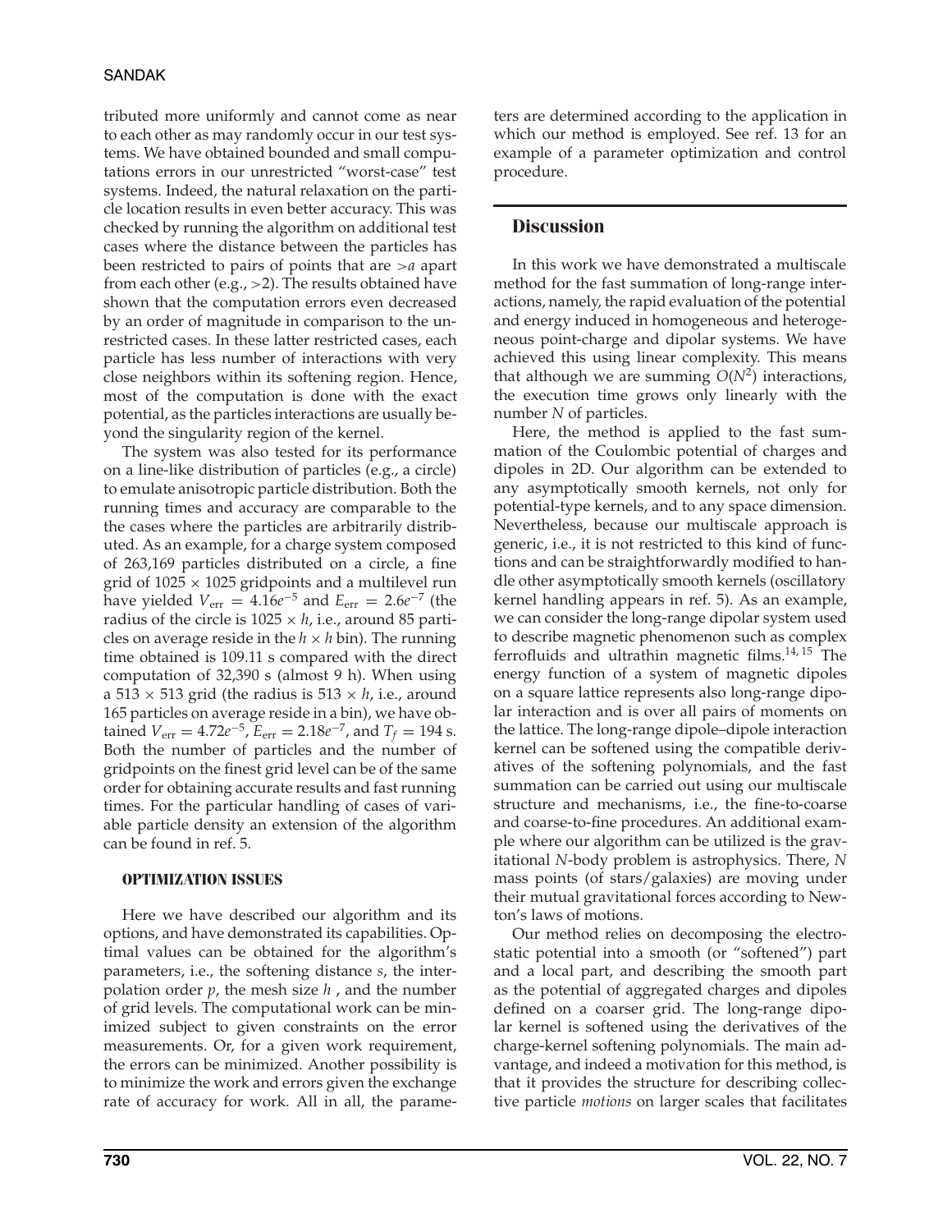tributed more uniformly and cannot come as near to each other as may randomly occur in our test systems. We have obtained bounded and small computations errors in our unrestricted "worst-case" test systems. Indeed, the natural relaxation on the particle location results in even better accuracy. This was checked by running the algorithm on additional test cases where the distance between the particles has been restricted to pairs of points that are $>a$ apart from each other (e.g., $>2$). The results obtained have shown that the computation errors even decreased by an order of magnitude in comparison to the unrestricted cases. In these latter restricted cases, each particle has less number of interactions with very close neighbors within its softening region. Hence, most of the computation is done with the exact potential, as the particles interactions are usually beyond the singularity region of the kernel.

The system was also tested for its performance on a line-like distribution of particles (e.g., a circle) to emulate anisotropic particle distribution. Both the running times and accuracy are comparable to the the cases where the particles are arbitrarily distributed. As an example, for a charge system composed of 263,169 particles distributed on a circle, a fine grid of $1025 \times 1025$ gridpoints and a multilevel run have yielded $V_{\text{err}} = 4.16e^{-5}$ and $E_{\text{err}} = 2.6e^{-7}$ (the radius of the circle is $1025 \times h$, i.e., around 85 particles on average reside in the $h \times h$ bin). The running time obtained is 109.11 s compared with the direct computation of 32,390 s (almost 9 h). When using a $513 \times 513$ grid (the radius is $513 \times h$, i.e., around 165 particles on average reside in a bin), we have obtained $V_{\text{err}} = 4.72e^{-5}$, $E_{\text{err}} = 2.18e^{-7}$, and $T_f = 194$ s. Both the number of particles and the number of gridpoints on the finest grid level can be of the same order for obtaining accurate results and fast running times. For the particular handling of cases of variable particle density an extension of the algorithm can be found in ref. 5.

### OPTIMIZATION ISSUES

Here we have described our algorithm and its options, and have demonstrated its capabilities. Optimal values can be obtained for the algorithm's parameters, i.e., the softening distance $s$, the interpolation order $p$, the mesh size $h$ , and the number of grid levels. The computational work can be minimized subject to given constraints on the error measurements. Or, for a given work requirement, the errors can be minimized. Another possibility is to minimize the work and errors given the exchange rate of accuracy for work. All in all, the parameters are determined according to the application in which our method is employed. See ref. 13 for an example of a parameter optimization and control procedure.

## Discussion

In this work we have demonstrated a multiscale method for the fast summation of long-range interactions, namely, the rapid evaluation of the potential and energy induced in homogeneous and heterogeneous point-charge and dipolar systems. We have achieved this using linear complexity. This means that although we are summing $O(N^2)$ interactions, the execution time grows only linearly with the number $N$ of particles.

Here, the method is applied to the fast summation of the Coulombic potential of charges and dipoles in 2D. Our algorithm can be extended to any asymptotically smooth kernels, not only for potential-type kernels, and to any space dimension. Nevertheless, because our multiscale approach is generic, i.e., it is not restricted to this kind of functions and can be straightforwardly modified to handle other asymptotically smooth kernels (oscillatory kernel handling appears in ref. 5). As an example, we can consider the long-range dipolar system used to describe magnetic phenomenon such as complex ferrofluids and ultrathin magnetic films.[14, 15] The energy function of a system of magnetic dipoles on a square lattice represents also long-range dipolar interaction and is over all pairs of moments on the lattice. The long-range dipole–dipole interaction kernel can be softened using the compatible derivatives of the softening polynomials, and the fast summation can be carried out using our multiscale structure and mechanisms, i.e., the fine-to-coarse and coarse-to-fine procedures. An additional example where our algorithm can be utilized is the gravitational $N$-body problem is astrophysics. There, $N$ mass points (of stars/galaxies) are moving under their mutual gravitational forces according to Newton's laws of motions.

Our method relies on decomposing the electrostatic potential into a smooth (or "softened") part and a local part, and describing the smooth part as the potential of aggregated charges and dipoles defined on a coarser grid. The long-range dipolar kernel is softened using the derivatives of the charge-kernel softening polynomials. The main advantage, and indeed a motivation for this method, is that it provides the structure for describing collective particle *motions* on larger scales that facilitates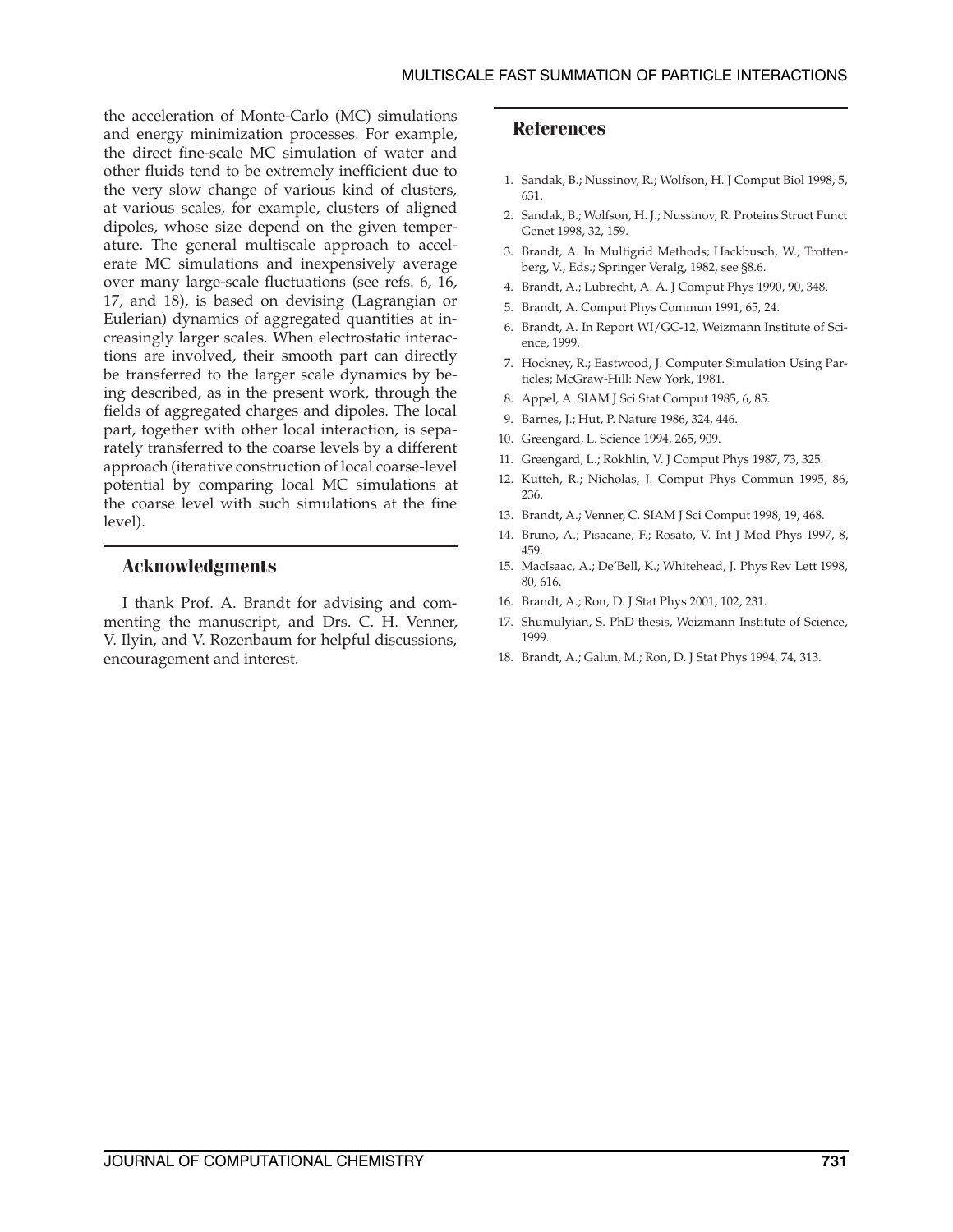the acceleration of Monte-Carlo (MC) simulations and energy minimization processes. For example, the direct fine-scale MC simulation of water and other fluids tend to be extremely inefficient due to the very slow change of various kind of clusters, at various scales, for example, clusters of aligned dipoles, whose size depend on the given temperature. The general multiscale approach to accelerate MC simulations and inexpensively average over many large-scale fluctuations (see refs. 6, 16, 17, and 18), is based on devising (Lagrangian or Eulerian) dynamics of aggregated quantities at increasingly larger scales. When electrostatic interactions are involved, their smooth part can directly be transferred to the larger scale dynamics by being described, as in the present work, through the fields of aggregated charges and dipoles. The local part, together with other local interaction, is separately transferred to the coarse levels by a different approach (iterative construction of local coarse-level potential by comparing local MC simulations at the coarse level with such simulations at the fine level).

## Acknowledgments

I thank Prof. A. Brandt for advising and commenting the manuscript, and Drs. C. H. Venner, V. Ilyin, and V. Rozenbaum for helpful discussions, encouragement and interest.

## References

1. Sandak, B.; Nussinov, R.; Wolfson, H. J Comput Biol 1998, 5, 631.
2. Sandak, B.; Wolfson, H. J.; Nussinov, R. Proteins Struct Funct Genet 1998, 32, 159.
3. Brandt, A. In Multigrid Methods; Hackbusch, W.; Trottenberg, V., Eds.; Springer Veralg, 1982, see §8.6.
4. Brandt, A.; Lubrecht, A. A. J Comput Phys 1990, 90, 348.
5. Brandt, A. Comput Phys Commun 1991, 65, 24.
6. Brandt, A. In Report WI/GC-12, Weizmann Institute of Science, 1999.
7. Hockney, R.; Eastwood, J. Computer Simulation Using Particles; McGraw-Hill: New York, 1981.
8. Appel, A. SIAM J Sci Stat Comput 1985, 6, 85.
9. Barnes, J.; Hut, P. Nature 1986, 324, 446.
10. Greengard, L. Science 1994, 265, 909.
11. Greengard, L.; Rokhlin, V. J Comput Phys 1987, 73, 325.
12. Kutteh, R.; Nicholas, J. Comput Phys Commun 1995, 86, 236.
13. Brandt, A.; Venner, C. SIAM J Sci Comput 1998, 19, 468.
14. Bruno, A.; Pisacane, F.; Rosato, V. Int J Mod Phys 1997, 8, 459.
15. MacIsaac, A.; De'Bell, K.; Whitehead, J. Phys Rev Lett 1998, 80, 616.
16. Brandt, A.; Ron, D. J Stat Phys 2001, 102, 231.
17. Shumulyian, S. PhD thesis, Weizmann Institute of Science, 1999.
18. Brandt, A.; Galun, M.; Ron, D. J Stat Phys 1994, 74, 313.